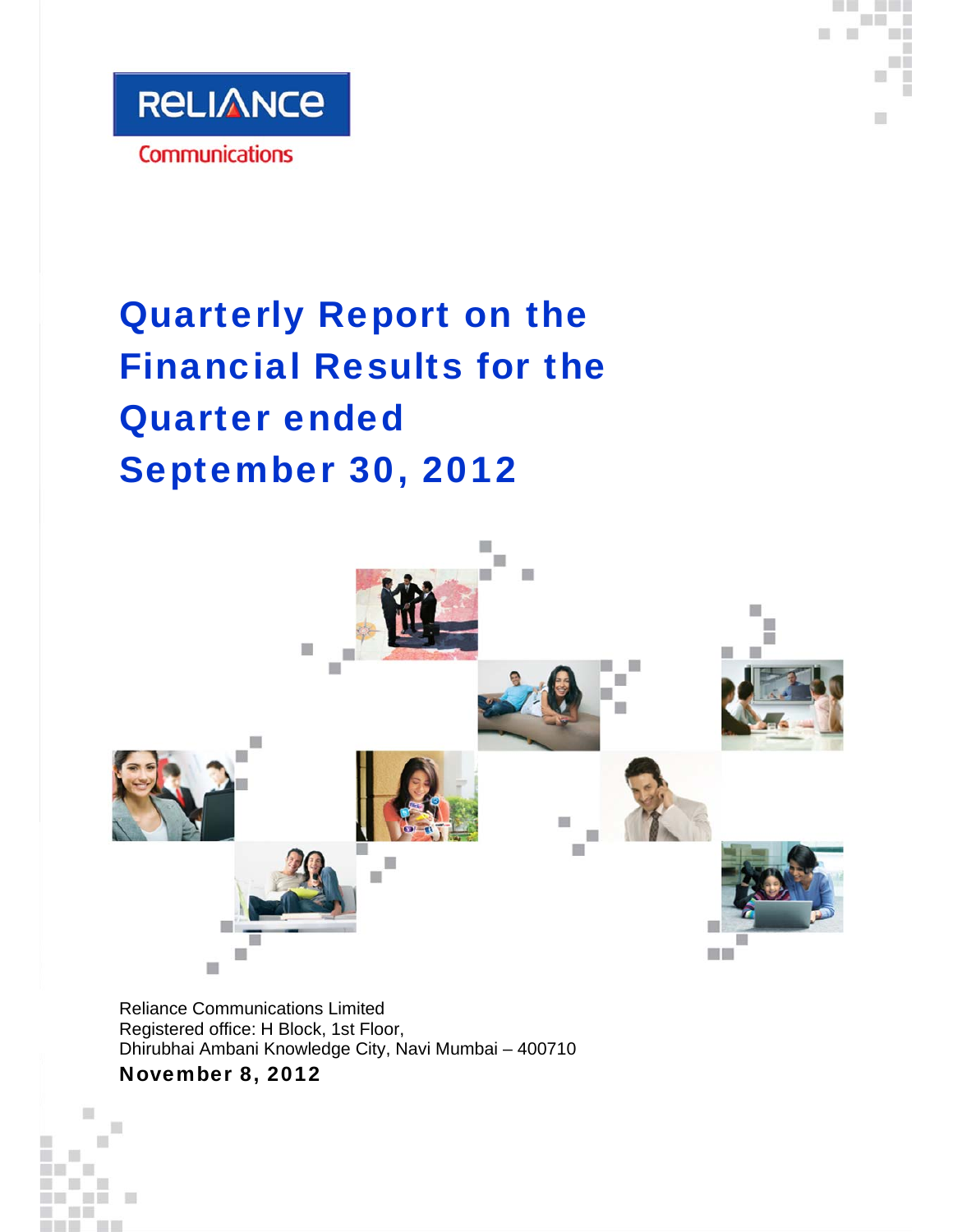RELIANCE

Communications

# Quarterly Report on the Financial Results for the Quarter ended September 30, 2012

Reliance Communications Limited
Registered office: H Block, 1st Floor,
Dhirubhai Ambani Knowledge City, Navi Mumbai – 400710

**November 8, 2012**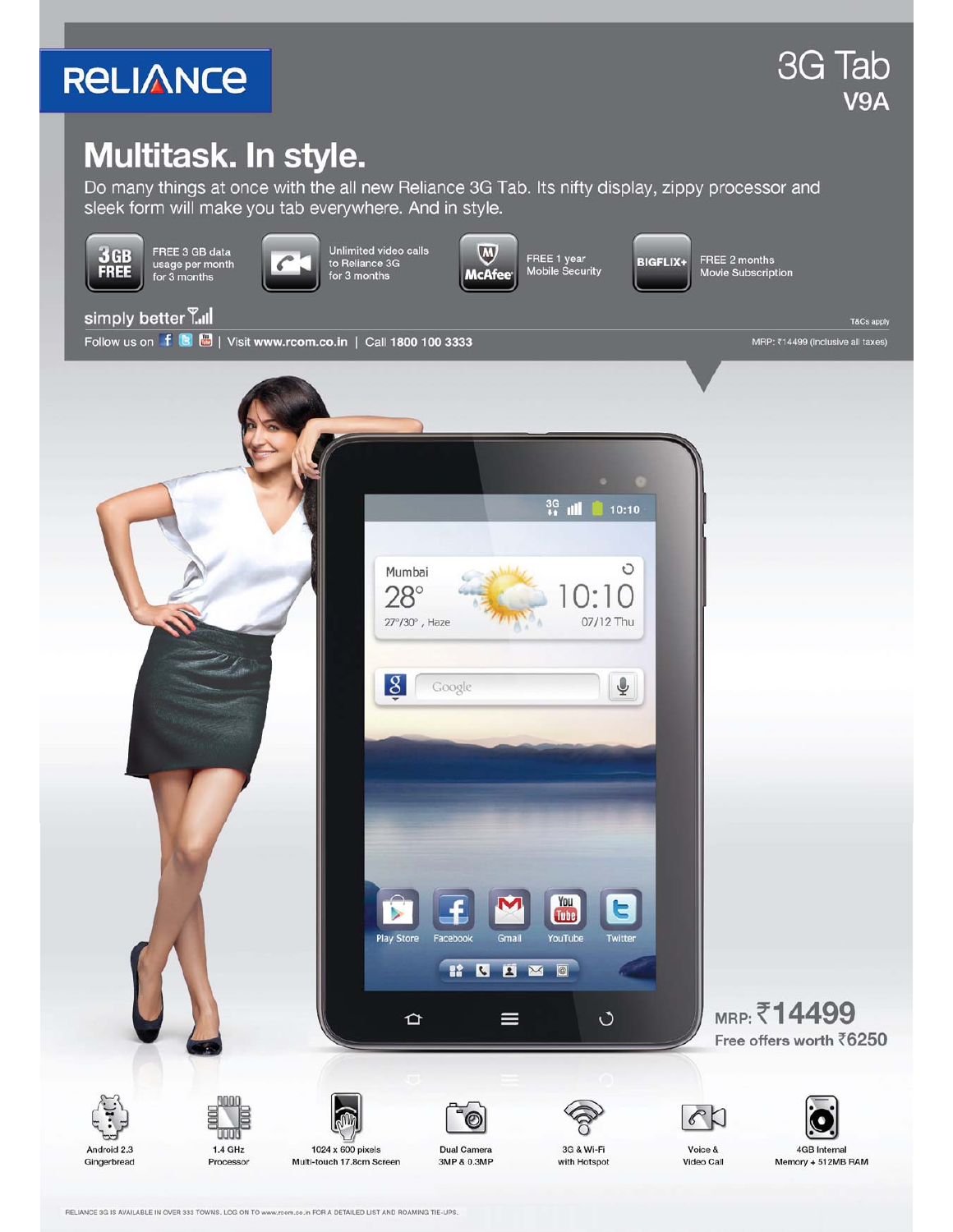RELIANCE

# 3G Tab
## V9A

# Multitask. In style.

Do many things at once with the all new Reliance 3G Tab. Its nifty display, zippy processor and sleek form will make you tab everywhere. And in style.

- 3GB FREE — FREE 3 GB data usage per month for 3 months
- Unlimited video calls to Reliance 3G for 3 months
- McAfee — FREE 1 year Mobile Security
- BIGFLIX+ — FREE 2 months Movie Subscription

simply better

T&Cs apply

Follow us on | Visit **www.rcom.co.in** | Call **1800 100 3333**

MRP: ₹14499 (inclusive all taxes)

MRP: ₹14499

Free offers worth ₹6250

- Android 2.3 Gingerbread
- 1.4 GHz Processor
- 1024 x 600 pixels Multi-touch 17.8cm Screen
- Dual Camera 3MP & 0.3MP
- 3G & Wi-Fi with Hotspot
- Voice & Video Call
- 4GB Internal Memory + 512MB RAM

RELIANCE 3G IS AVAILABLE IN OVER 333 TOWNS. LOG ON TO www.rcom.co.in FOR A DETAILED LIST AND ROAMING TIE-UPS.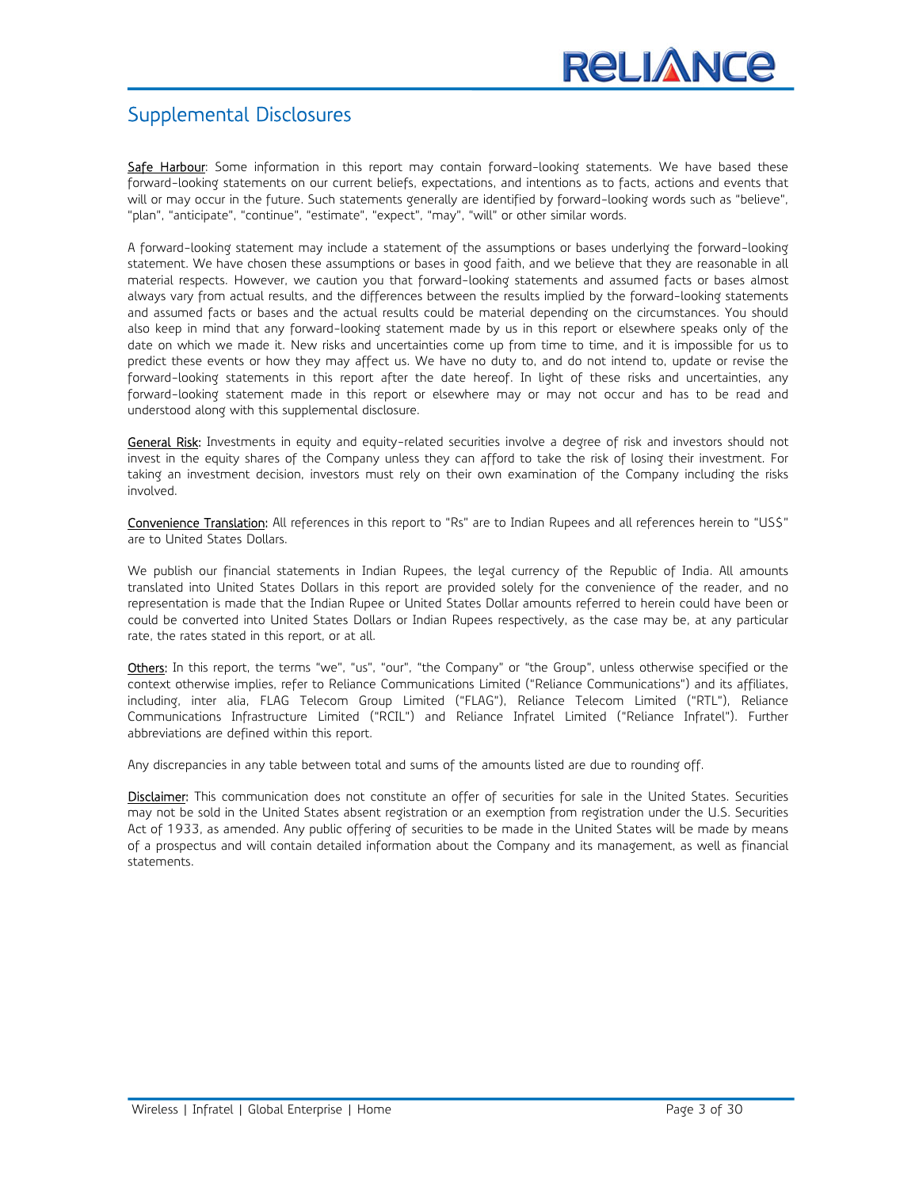## Supplemental Disclosures

Safe Harbour: Some information in this report may contain forward-looking statements. We have based these forward-looking statements on our current beliefs, expectations, and intentions as to facts, actions and events that will or may occur in the future. Such statements generally are identified by forward-looking words such as "believe", "plan", "anticipate", "continue", "estimate", "expect", "may", "will" or other similar words.

A forward-looking statement may include a statement of the assumptions or bases underlying the forward-looking statement. We have chosen these assumptions or bases in good faith, and we believe that they are reasonable in all material respects. However, we caution you that forward-looking statements and assumed facts or bases almost always vary from actual results, and the differences between the results implied by the forward-looking statements and assumed facts or bases and the actual results could be material depending on the circumstances. You should also keep in mind that any forward-looking statement made by us in this report or elsewhere speaks only of the date on which we made it. New risks and uncertainties come up from time to time, and it is impossible for us to predict these events or how they may affect us. We have no duty to, and do not intend to, update or revise the forward-looking statements in this report after the date hereof. In light of these risks and uncertainties, any forward-looking statement made in this report or elsewhere may or may not occur and has to be read and understood along with this supplemental disclosure.

General Risk: Investments in equity and equity-related securities involve a degree of risk and investors should not invest in the equity shares of the Company unless they can afford to take the risk of losing their investment. For taking an investment decision, investors must rely on their own examination of the Company including the risks involved.

Convenience Translation: All references in this report to "Rs" are to Indian Rupees and all references herein to "US$" are to United States Dollars.

We publish our financial statements in Indian Rupees, the legal currency of the Republic of India. All amounts translated into United States Dollars in this report are provided solely for the convenience of the reader, and no representation is made that the Indian Rupee or United States Dollar amounts referred to herein could have been or could be converted into United States Dollars or Indian Rupees respectively, as the case may be, at any particular rate, the rates stated in this report, or at all.

Others: In this report, the terms "we", "us", "our", "the Company" or "the Group", unless otherwise specified or the context otherwise implies, refer to Reliance Communications Limited ("Reliance Communications") and its affiliates, including, inter alia, FLAG Telecom Group Limited ("FLAG"), Reliance Telecom Limited ("RTL"), Reliance Communications Infrastructure Limited ("RCIL") and Reliance Infratel Limited ("Reliance Infratel"). Further abbreviations are defined within this report.

Any discrepancies in any table between total and sums of the amounts listed are due to rounding off.

Disclaimer: This communication does not constitute an offer of securities for sale in the United States. Securities may not be sold in the United States absent registration or an exemption from registration under the U.S. Securities Act of 1933, as amended. Any public offering of securities to be made in the United States will be made by means of a prospectus and will contain detailed information about the Company and its management, as well as financial statements.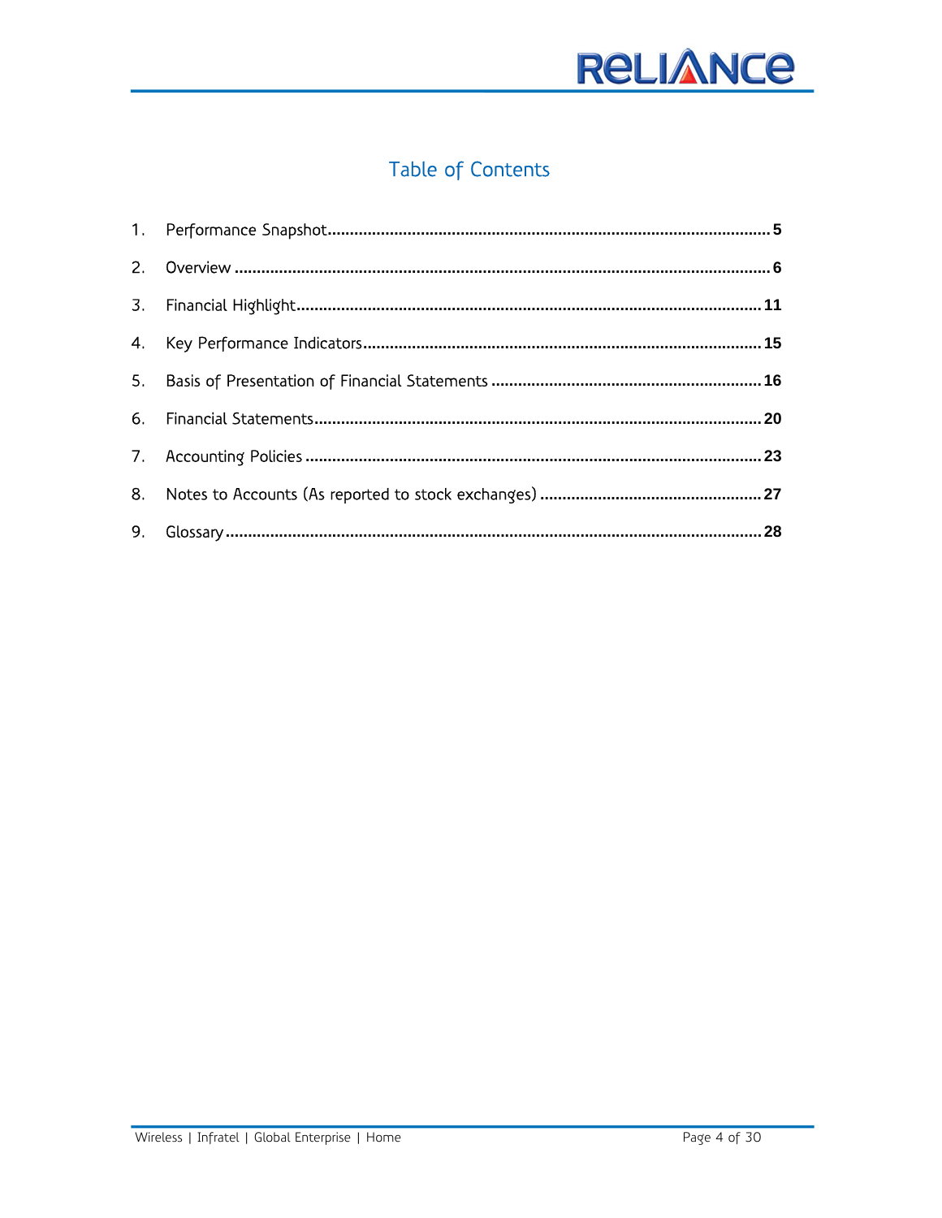## Table of Contents

1. Performance Snapshot.......................................................................................... 5
2. Overview ............................................................................................................... 6
3. Financial Highlight............................................................................................. 11
4. Key Performance Indicators.............................................................................. 15
5. Basis of Presentation of Financial Statements ................................................ 16
6. Financial Statements.......................................................................................... 20
7. Accounting Policies ........................................................................................... 23
8. Notes to Accounts (As reported to stock exchanges) ....................................... 27
9. Glossary............................................................................................................... 28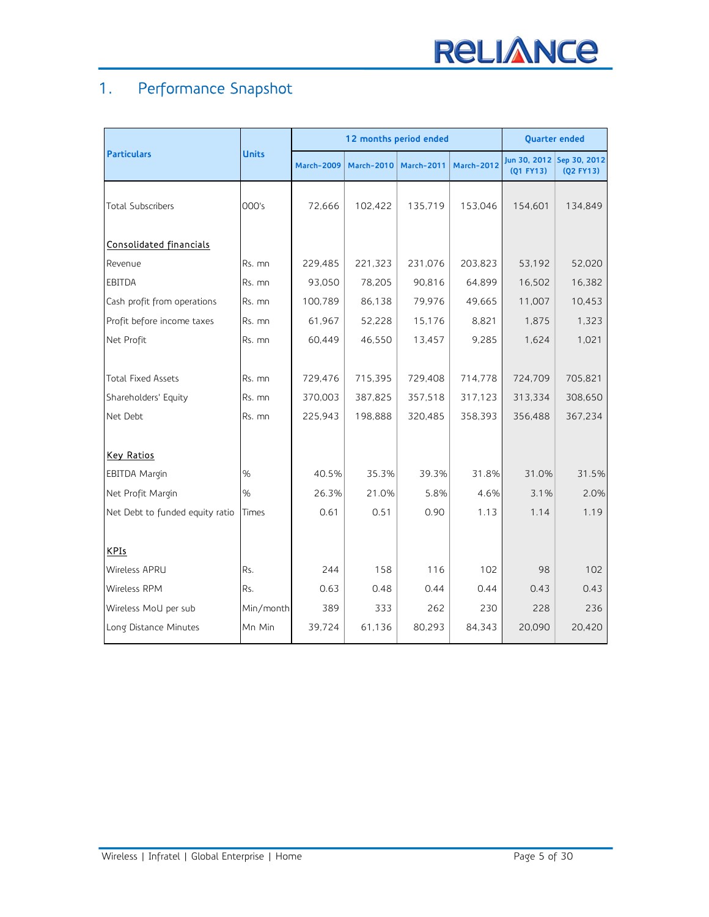# 1. Performance Snapshot

| Particulars | Units | 12 months period ended | | | | Quarter ended | |
|---|---|---|---|---|---|---|---|
| | | March-2009 | March-2010 | March-2011 | March-2012 | Jun 30, 2012 (Q1 FY13) | Sep 30, 2012 (Q2 FY13) |
| Total Subscribers | 000's | 72,666 | 102,422 | 135,719 | 153,046 | 154,601 | 134,849 |
| <u>Consolidated financials</u> | | | | | | | |
| Revenue | Rs. mn | 229,485 | 221,323 | 231,076 | 203,823 | 53,192 | 52,020 |
| EBITDA | Rs. mn | 93,050 | 78,205 | 90,816 | 64,899 | 16,502 | 16,382 |
| Cash profit from operations | Rs. mn | 100,789 | 86,138 | 79,976 | 49,665 | 11,007 | 10,453 |
| Profit before income taxes | Rs. mn | 61,967 | 52,228 | 15,176 | 8,821 | 1,875 | 1,323 |
| Net Profit | Rs. mn | 60,449 | 46,550 | 13,457 | 9,285 | 1,624 | 1,021 |
| Total Fixed Assets | Rs. mn | 729,476 | 715,395 | 729,408 | 714,778 | 724,709 | 705,821 |
| Shareholders' Equity | Rs. mn | 370,003 | 387,825 | 357,518 | 317,123 | 313,334 | 308,650 |
| Net Debt | Rs. mn | 225,943 | 198,888 | 320,485 | 358,393 | 356,488 | 367,234 |
| <u>Key Ratios</u> | | | | | | | |
| EBITDA Margin | % | 40.5% | 35.3% | 39.3% | 31.8% | 31.0% | 31.5% |
| Net Profit Margin | % | 26.3% | 21.0% | 5.8% | 4.6% | 3.1% | 2.0% |
| Net Debt to funded equity ratio | Times | 0.61 | 0.51 | 0.90 | 1.13 | 1.14 | 1.19 |
| <u>KPIs</u> | | | | | | | |
| Wireless APRU | Rs. | 244 | 158 | 116 | 102 | 98 | 102 |
| Wireless RPM | Rs. | 0.63 | 0.48 | 0.44 | 0.44 | 0.43 | 0.43 |
| Wireless MoU per sub | Min/month | 389 | 333 | 262 | 230 | 228 | 236 |
| Long Distance Minutes | Mn Min | 39,724 | 61,136 | 80,293 | 84,343 | 20,090 | 20,420 |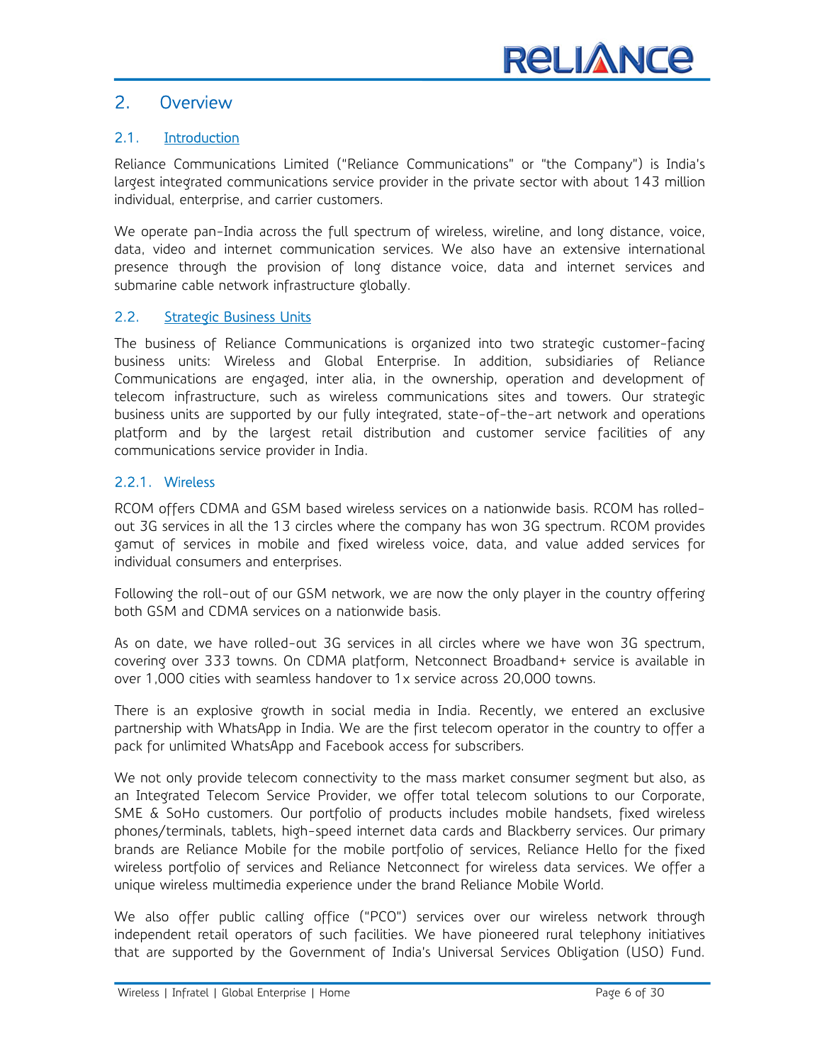## 2. Overview

### 2.1. Introduction

Reliance Communications Limited ("Reliance Communications" or "the Company") is India's largest integrated communications service provider in the private sector with about 143 million individual, enterprise, and carrier customers.

We operate pan-India across the full spectrum of wireless, wireline, and long distance, voice, data, video and internet communication services. We also have an extensive international presence through the provision of long distance voice, data and internet services and submarine cable network infrastructure globally.

### 2.2. Strategic Business Units

The business of Reliance Communications is organized into two strategic customer-facing business units: Wireless and Global Enterprise. In addition, subsidiaries of Reliance Communications are engaged, inter alia, in the ownership, operation and development of telecom infrastructure, such as wireless communications sites and towers. Our strategic business units are supported by our fully integrated, state-of-the-art network and operations platform and by the largest retail distribution and customer service facilities of any communications service provider in India.

#### 2.2.1. Wireless

RCOM offers CDMA and GSM based wireless services on a nationwide basis. RCOM has rolled-out 3G services in all the 13 circles where the company has won 3G spectrum. RCOM provides gamut of services in mobile and fixed wireless voice, data, and value added services for individual consumers and enterprises.

Following the roll-out of our GSM network, we are now the only player in the country offering both GSM and CDMA services on a nationwide basis.

As on date, we have rolled-out 3G services in all circles where we have won 3G spectrum, covering over 333 towns. On CDMA platform, Netconnect Broadband+ service is available in over 1,000 cities with seamless handover to 1x service across 20,000 towns.

There is an explosive growth in social media in India. Recently, we entered an exclusive partnership with WhatsApp in India. We are the first telecom operator in the country to offer a pack for unlimited WhatsApp and Facebook access for subscribers.

We not only provide telecom connectivity to the mass market consumer segment but also, as an Integrated Telecom Service Provider, we offer total telecom solutions to our Corporate, SME & SoHo customers. Our portfolio of products includes mobile handsets, fixed wireless phones/terminals, tablets, high-speed internet data cards and Blackberry services. Our primary brands are Reliance Mobile for the mobile portfolio of services, Reliance Hello for the fixed wireless portfolio of services and Reliance Netconnect for wireless data services. We offer a unique wireless multimedia experience under the brand Reliance Mobile World.

We also offer public calling office ("PCO") services over our wireless network through independent retail operators of such facilities. We have pioneered rural telephony initiatives that are supported by the Government of India's Universal Services Obligation (USO) Fund.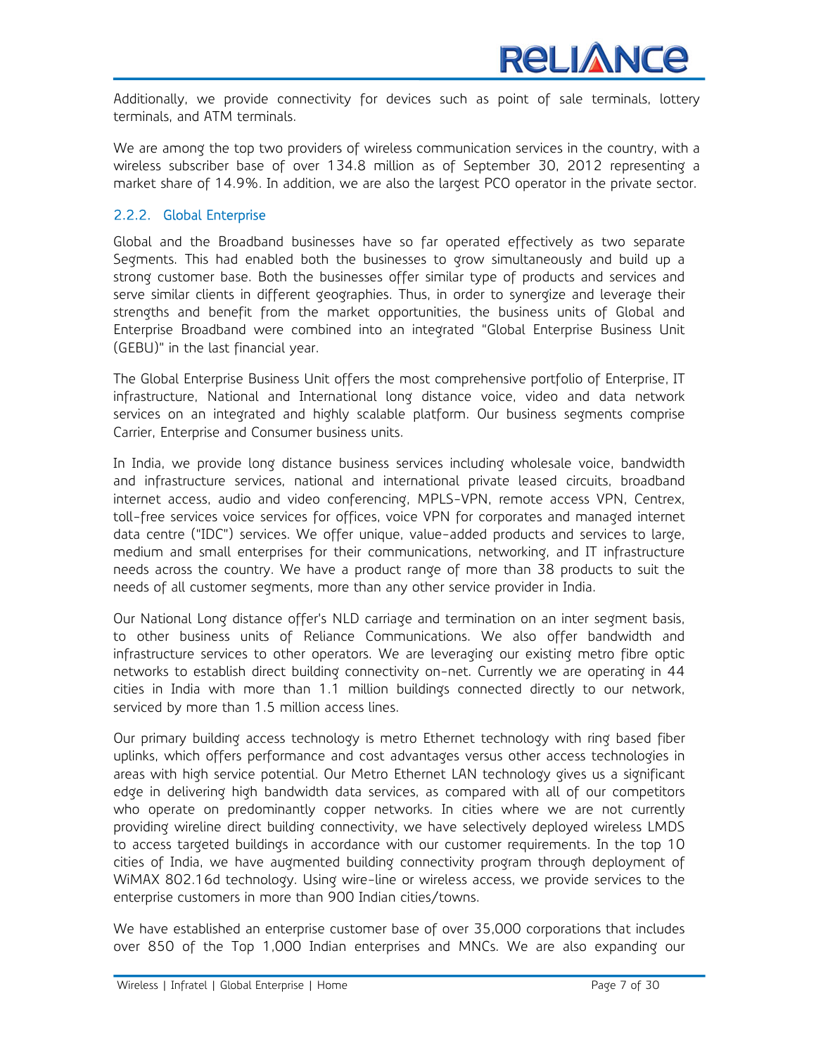Additionally, we provide connectivity for devices such as point of sale terminals, lottery terminals, and ATM terminals.

We are among the top two providers of wireless communication services in the country, with a wireless subscriber base of over 134.8 million as of September 30, 2012 representing a market share of 14.9%. In addition, we are also the largest PCO operator in the private sector.

### 2.2.2. Global Enterprise

Global and the Broadband businesses have so far operated effectively as two separate Segments. This had enabled both the businesses to grow simultaneously and build up a strong customer base. Both the businesses offer similar type of products and services and serve similar clients in different geographies. Thus, in order to synergize and leverage their strengths and benefit from the market opportunities, the business units of Global and Enterprise Broadband were combined into an integrated "Global Enterprise Business Unit (GEBU)" in the last financial year.

The Global Enterprise Business Unit offers the most comprehensive portfolio of Enterprise, IT infrastructure, National and International long distance voice, video and data network services on an integrated and highly scalable platform. Our business segments comprise Carrier, Enterprise and Consumer business units.

In India, we provide long distance business services including wholesale voice, bandwidth and infrastructure services, national and international private leased circuits, broadband internet access, audio and video conferencing, MPLS-VPN, remote access VPN, Centrex, toll-free services voice services for offices, voice VPN for corporates and managed internet data centre ("IDC") services. We offer unique, value-added products and services to large, medium and small enterprises for their communications, networking, and IT infrastructure needs across the country. We have a product range of more than 38 products to suit the needs of all customer segments, more than any other service provider in India.

Our National Long distance offer's NLD carriage and termination on an inter segment basis, to other business units of Reliance Communications. We also offer bandwidth and infrastructure services to other operators. We are leveraging our existing metro fibre optic networks to establish direct building connectivity on-net. Currently we are operating in 44 cities in India with more than 1.1 million buildings connected directly to our network, serviced by more than 1.5 million access lines.

Our primary building access technology is metro Ethernet technology with ring based fiber uplinks, which offers performance and cost advantages versus other access technologies in areas with high service potential. Our Metro Ethernet LAN technology gives us a significant edge in delivering high bandwidth data services, as compared with all of our competitors who operate on predominantly copper networks. In cities where we are not currently providing wireline direct building connectivity, we have selectively deployed wireless LMDS to access targeted buildings in accordance with our customer requirements. In the top 10 cities of India, we have augmented building connectivity program through deployment of WiMAX 802.16d technology. Using wire-line or wireless access, we provide services to the enterprise customers in more than 900 Indian cities/towns.

We have established an enterprise customer base of over 35,000 corporations that includes over 850 of the Top 1,000 Indian enterprises and MNCs. We are also expanding our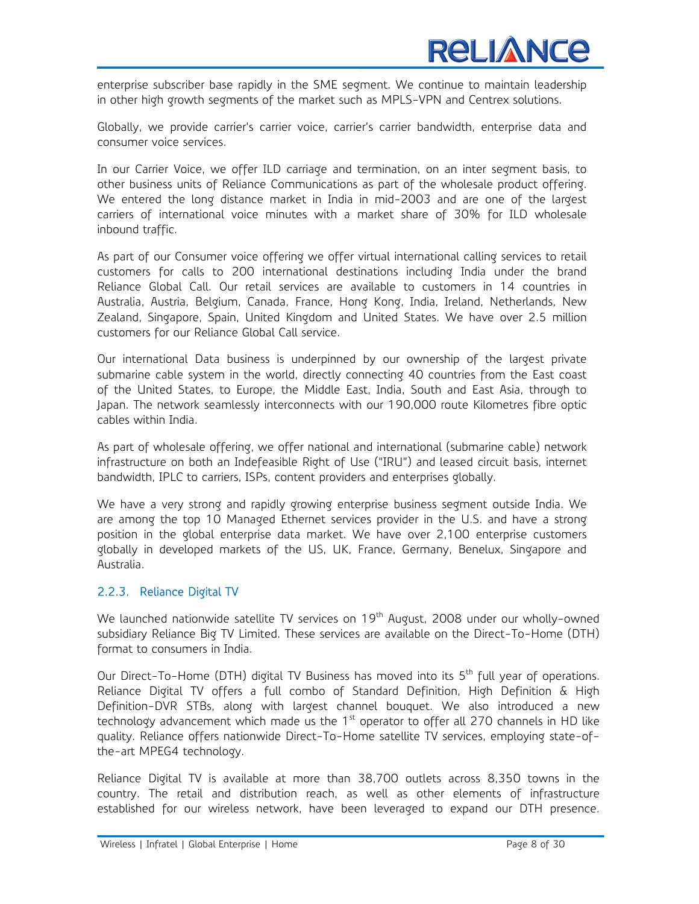enterprise subscriber base rapidly in the SME segment. We continue to maintain leadership in other high growth segments of the market such as MPLS-VPN and Centrex solutions.

Globally, we provide carrier's carrier voice, carrier's carrier bandwidth, enterprise data and consumer voice services.

In our Carrier Voice, we offer ILD carriage and termination, on an inter segment basis, to other business units of Reliance Communications as part of the wholesale product offering. We entered the long distance market in India in mid-2003 and are one of the largest carriers of international voice minutes with a market share of 30% for ILD wholesale inbound traffic.

As part of our Consumer voice offering we offer virtual international calling services to retail customers for calls to 200 international destinations including India under the brand Reliance Global Call. Our retail services are available to customers in 14 countries in Australia, Austria, Belgium, Canada, France, Hong Kong, India, Ireland, Netherlands, New Zealand, Singapore, Spain, United Kingdom and United States. We have over 2.5 million customers for our Reliance Global Call service.

Our international Data business is underpinned by our ownership of the largest private submarine cable system in the world, directly connecting 40 countries from the East coast of the United States, to Europe, the Middle East, India, South and East Asia, through to Japan. The network seamlessly interconnects with our 190,000 route Kilometres fibre optic cables within India.

As part of wholesale offering, we offer national and international (submarine cable) network infrastructure on both an Indefeasible Right of Use ("IRU") and leased circuit basis, internet bandwidth, IPLC to carriers, ISPs, content providers and enterprises globally.

We have a very strong and rapidly growing enterprise business segment outside India. We are among the top 10 Managed Ethernet services provider in the U.S. and have a strong position in the global enterprise data market. We have over 2,100 enterprise customers globally in developed markets of the US, UK, France, Germany, Benelux, Singapore and Australia.

### 2.2.3. Reliance Digital TV

We launched nationwide satellite TV services on 19th August, 2008 under our wholly-owned subsidiary Reliance Big TV Limited. These services are available on the Direct-To-Home (DTH) format to consumers in India.

Our Direct-To-Home (DTH) digital TV Business has moved into its 5th full year of operations. Reliance Digital TV offers a full combo of Standard Definition, High Definition & High Definition-DVR STBs, along with largest channel bouquet. We also introduced a new technology advancement which made us the 1st operator to offer all 270 channels in HD like quality. Reliance offers nationwide Direct-To-Home satellite TV services, employing state-of-the-art MPEG4 technology.

Reliance Digital TV is available at more than 38,700 outlets across 8,350 towns in the country. The retail and distribution reach, as well as other elements of infrastructure established for our wireless network, have been leveraged to expand our DTH presence.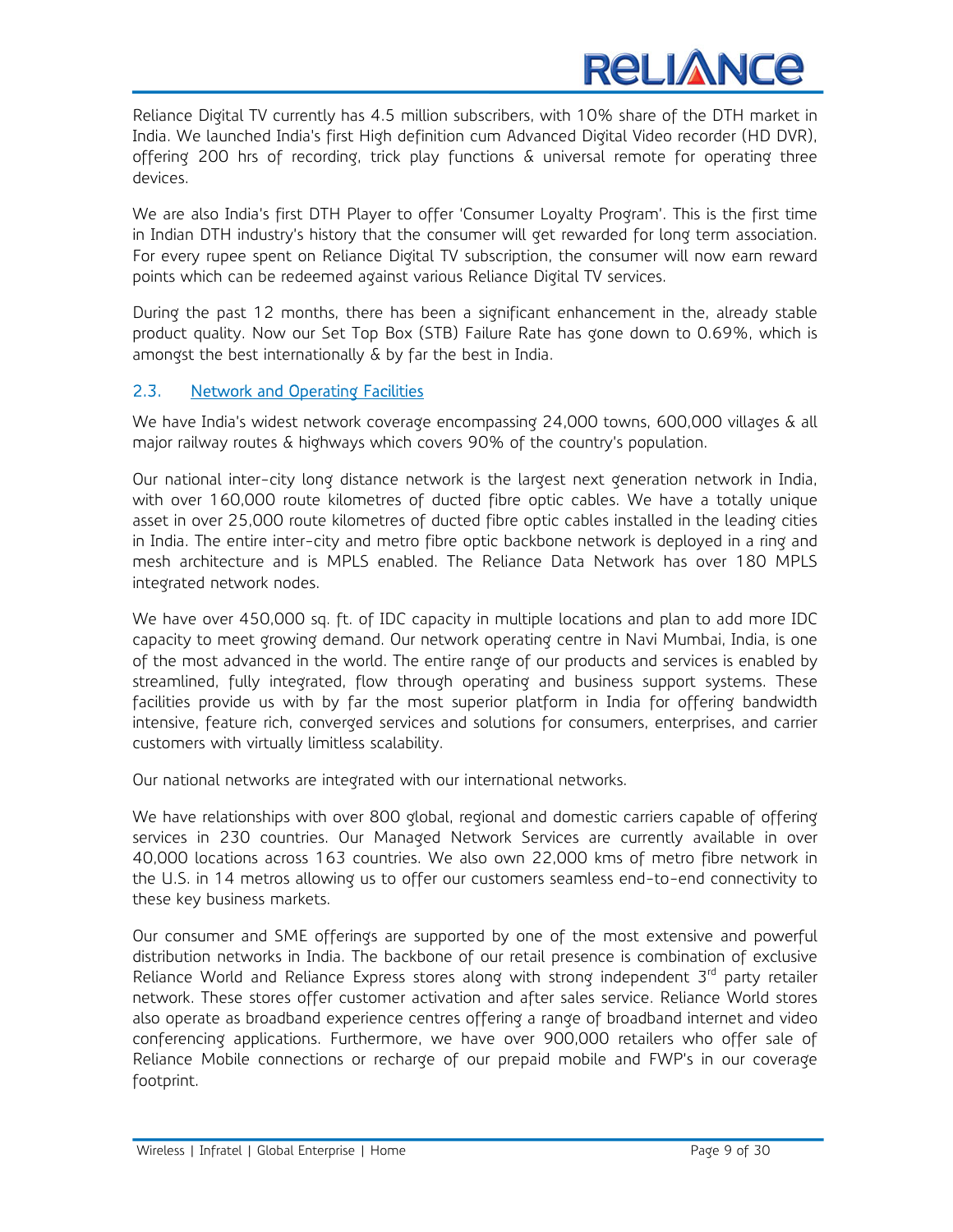Reliance Digital TV currently has 4.5 million subscribers, with 10% share of the DTH market in India. We launched India's first High definition cum Advanced Digital Video recorder (HD DVR), offering 200 hrs of recording, trick play functions & universal remote for operating three devices.

We are also India's first DTH Player to offer 'Consumer Loyalty Program'. This is the first time in Indian DTH industry's history that the consumer will get rewarded for long term association. For every rupee spent on Reliance Digital TV subscription, the consumer will now earn reward points which can be redeemed against various Reliance Digital TV services.

During the past 12 months, there has been a significant enhancement in the, already stable product quality. Now our Set Top Box (STB) Failure Rate has gone down to 0.69%, which is amongst the best internationally & by far the best in India.

### 2.3. Network and Operating Facilities

We have India's widest network coverage encompassing 24,000 towns, 600,000 villages & all major railway routes & highways which covers 90% of the country's population.

Our national inter-city long distance network is the largest next generation network in India, with over 160,000 route kilometres of ducted fibre optic cables. We have a totally unique asset in over 25,000 route kilometres of ducted fibre optic cables installed in the leading cities in India. The entire inter-city and metro fibre optic backbone network is deployed in a ring and mesh architecture and is MPLS enabled. The Reliance Data Network has over 180 MPLS integrated network nodes.

We have over 450,000 sq. ft. of IDC capacity in multiple locations and plan to add more IDC capacity to meet growing demand. Our network operating centre in Navi Mumbai, India, is one of the most advanced in the world. The entire range of our products and services is enabled by streamlined, fully integrated, flow through operating and business support systems. These facilities provide us with by far the most superior platform in India for offering bandwidth intensive, feature rich, converged services and solutions for consumers, enterprises, and carrier customers with virtually limitless scalability.

Our national networks are integrated with our international networks.

We have relationships with over 800 global, regional and domestic carriers capable of offering services in 230 countries. Our Managed Network Services are currently available in over 40,000 locations across 163 countries. We also own 22,000 kms of metro fibre network in the U.S. in 14 metros allowing us to offer our customers seamless end-to-end connectivity to these key business markets.

Our consumer and SME offerings are supported by one of the most extensive and powerful distribution networks in India. The backbone of our retail presence is combination of exclusive Reliance World and Reliance Express stores along with strong independent 3rd party retailer network. These stores offer customer activation and after sales service. Reliance World stores also operate as broadband experience centres offering a range of broadband internet and video conferencing applications. Furthermore, we have over 900,000 retailers who offer sale of Reliance Mobile connections or recharge of our prepaid mobile and FWP's in our coverage footprint.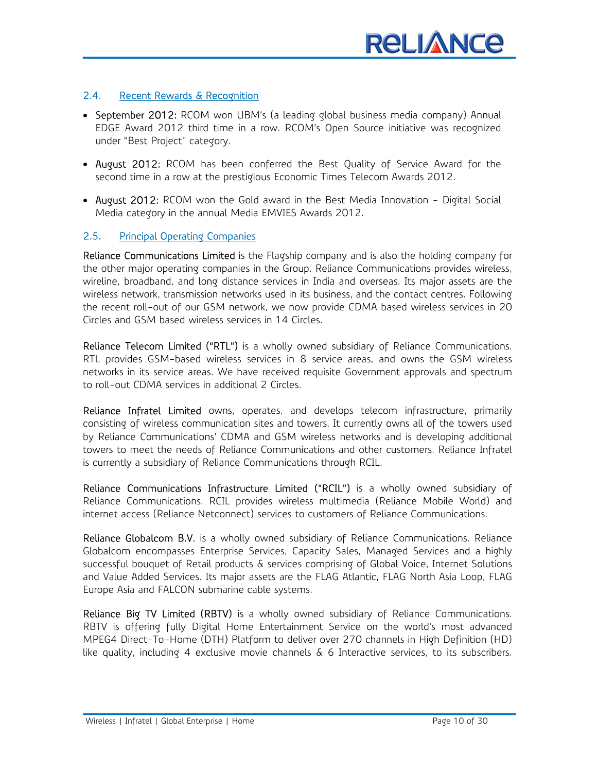## 2.4. Recent Rewards & Recognition

- **September 2012:** RCOM won UBM's (a leading global business media company) Annual EDGE Award 2012 third time in a row. RCOM's Open Source initiative was recognized under "Best Project" category.

- **August 2012:** RCOM has been conferred the Best Quality of Service Award for the second time in a row at the prestigious Economic Times Telecom Awards 2012.

- **August 2012:** RCOM won the Gold award in the Best Media Innovation - Digital Social Media category in the annual Media EMVIES Awards 2012.

## 2.5. Principal Operating Companies

**Reliance Communications Limited** is the Flagship company and is also the holding company for the other major operating companies in the Group. Reliance Communications provides wireless, wireline, broadband, and long distance services in India and overseas. Its major assets are the wireless network, transmission networks used in its business, and the contact centres. Following the recent roll-out of our GSM network, we now provide CDMA based wireless services in 20 Circles and GSM based wireless services in 14 Circles.

**Reliance Telecom Limited ("RTL")** is a wholly owned subsidiary of Reliance Communications. RTL provides GSM-based wireless services in 8 service areas, and owns the GSM wireless networks in its service areas. We have received requisite Government approvals and spectrum to roll-out CDMA services in additional 2 Circles.

**Reliance Infratel Limited** owns, operates, and develops telecom infrastructure, primarily consisting of wireless communication sites and towers. It currently owns all of the towers used by Reliance Communications' CDMA and GSM wireless networks and is developing additional towers to meet the needs of Reliance Communications and other customers. Reliance Infratel is currently a subsidiary of Reliance Communications through RCIL.

**Reliance Communications Infrastructure Limited ("RCIL")** is a wholly owned subsidiary of Reliance Communications. RCIL provides wireless multimedia (Reliance Mobile World) and internet access (Reliance Netconnect) services to customers of Reliance Communications.

**Reliance Globalcom B.V.** is a wholly owned subsidiary of Reliance Communications. Reliance Globalcom encompasses Enterprise Services, Capacity Sales, Managed Services and a highly successful bouquet of Retail products & services comprising of Global Voice, Internet Solutions and Value Added Services. Its major assets are the FLAG Atlantic, FLAG North Asia Loop, FLAG Europe Asia and FALCON submarine cable systems.

**Reliance Big TV Limited (RBTV)** is a wholly owned subsidiary of Reliance Communications. RBTV is offering fully Digital Home Entertainment Service on the world's most advanced MPEG4 Direct-To-Home (DTH) Platform to deliver over 270 channels in High Definition (HD) like quality, including 4 exclusive movie channels & 6 Interactive services, to its subscribers.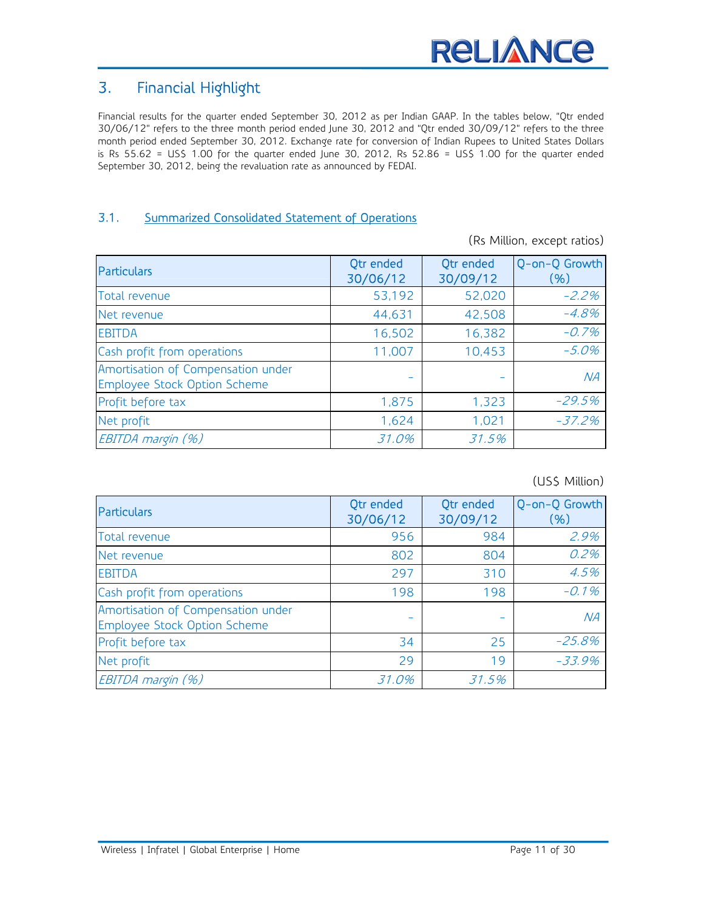## 3. Financial Highlight

Financial results for the quarter ended September 30, 2012 as per Indian GAAP. In the tables below, "Qtr ended 30/06/12" refers to the three month period ended June 30, 2012 and "Qtr ended 30/09/12" refers to the three month period ended September 30, 2012. Exchange rate for conversion of Indian Rupees to United States Dollars is Rs 55.62 = US$ 1.00 for the quarter ended June 30, 2012, Rs 52.86 = US$ 1.00 for the quarter ended September 30, 2012, being the revaluation rate as announced by FEDAI.

### 3.1. Summarized Consolidated Statement of Operations

(Rs Million, except ratios)

| Particulars | Qtr ended 30/06/12 | Qtr ended 30/09/12 | Q-on-Q Growth (%) |
|---|---|---|---|
| Total revenue | 53,192 | 52,020 | -2.2% |
| Net revenue | 44,631 | 42,508 | -4.8% |
| EBITDA | 16,502 | 16,382 | -0.7% |
| Cash profit from operations | 11,007 | 10,453 | -5.0% |
| Amortisation of Compensation under Employee Stock Option Scheme | - | - | NA |
| Profit before tax | 1,875 | 1,323 | -29.5% |
| Net profit | 1,624 | 1,021 | -37.2% |
| *EBITDA margin (%)* | *31.0%* | *31.5%* | |

(US$ Million)

| Particulars | Qtr ended 30/06/12 | Qtr ended 30/09/12 | Q-on-Q Growth (%) |
|---|---|---|---|
| Total revenue | 956 | 984 | 2.9% |
| Net revenue | 802 | 804 | 0.2% |
| EBITDA | 297 | 310 | 4.5% |
| Cash profit from operations | 198 | 198 | -0.1% |
| Amortisation of Compensation under Employee Stock Option Scheme | - | - | NA |
| Profit before tax | 34 | 25 | -25.8% |
| Net profit | 29 | 19 | -33.9% |
| *EBITDA margin (%)* | *31.0%* | *31.5%* | |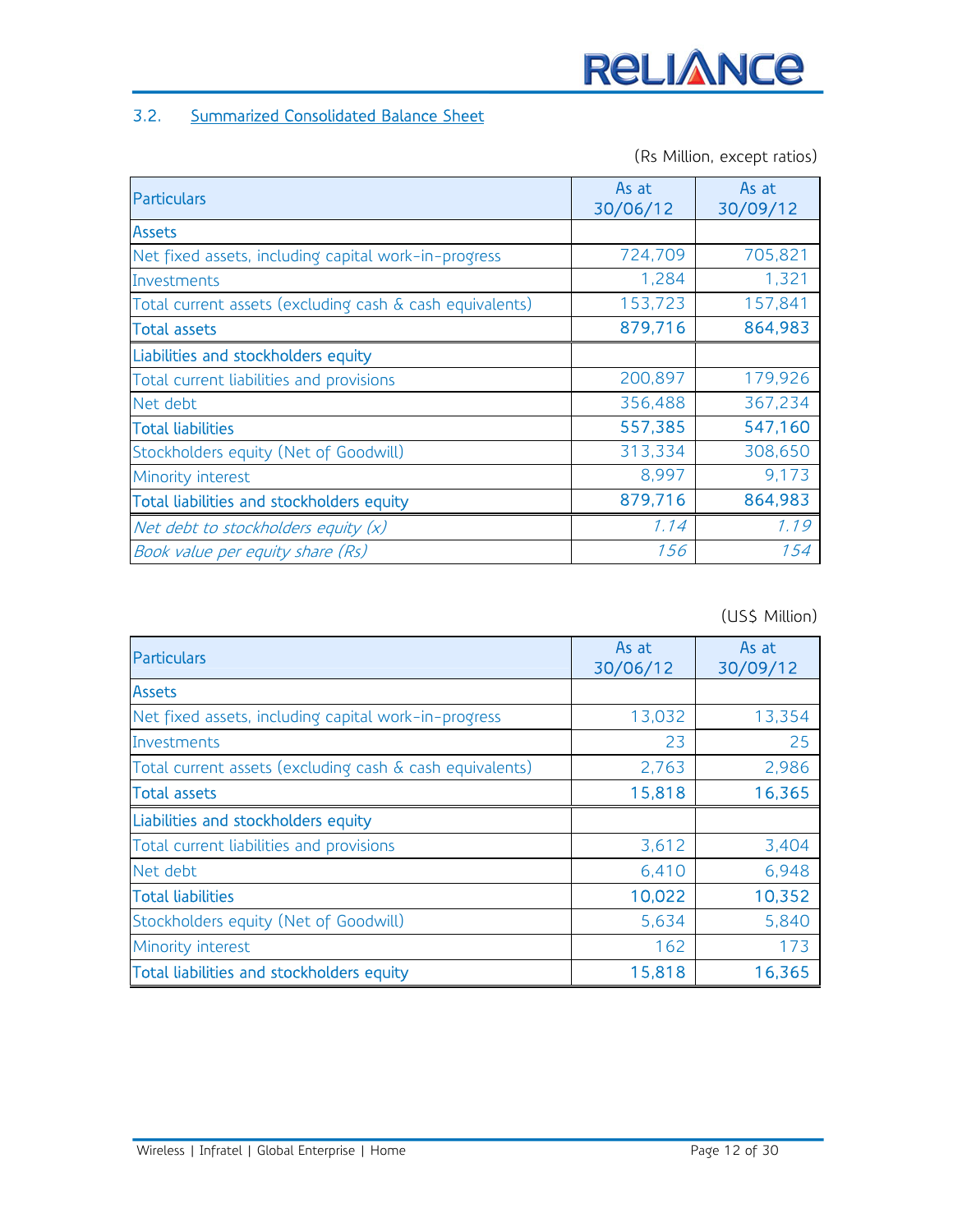## 3.2. Summarized Consolidated Balance Sheet

(Rs Million, except ratios)

| Particulars | As at 30/06/12 | As at 30/09/12 |
|---|---|---|
| Assets | | |
| Net fixed assets, including capital work-in-progress | 724,709 | 705,821 |
| Investments | 1,284 | 1,321 |
| Total current assets (excluding cash & cash equivalents) | 153,723 | 157,841 |
| **Total assets** | **879,716** | **864,983** |
| Liabilities and stockholders equity | | |
| Total current liabilities and provisions | 200,897 | 179,926 |
| Net debt | 356,488 | 367,234 |
| **Total liabilities** | **557,385** | **547,160** |
| Stockholders equity (Net of Goodwill) | 313,334 | 308,650 |
| Minority interest | 8,997 | 9,173 |
| **Total liabilities and stockholders equity** | **879,716** | **864,983** |
| *Net debt to stockholders equity (x)* | *1.14* | *1.19* |
| *Book value per equity share (Rs)* | *156* | *154* |

(US$ Million)

| Particulars | As at 30/06/12 | As at 30/09/12 |
|---|---|---|
| Assets | | |
| Net fixed assets, including capital work-in-progress | 13,032 | 13,354 |
| Investments | 23 | 25 |
| Total current assets (excluding cash & cash equivalents) | 2,763 | 2,986 |
| **Total assets** | **15,818** | **16,365** |
| Liabilities and stockholders equity | | |
| Total current liabilities and provisions | 3,612 | 3,404 |
| Net debt | 6,410 | 6,948 |
| **Total liabilities** | **10,022** | **10,352** |
| Stockholders equity (Net of Goodwill) | 5,634 | 5,840 |
| Minority interest | 162 | 173 |
| **Total liabilities and stockholders equity** | **15,818** | **16,365** |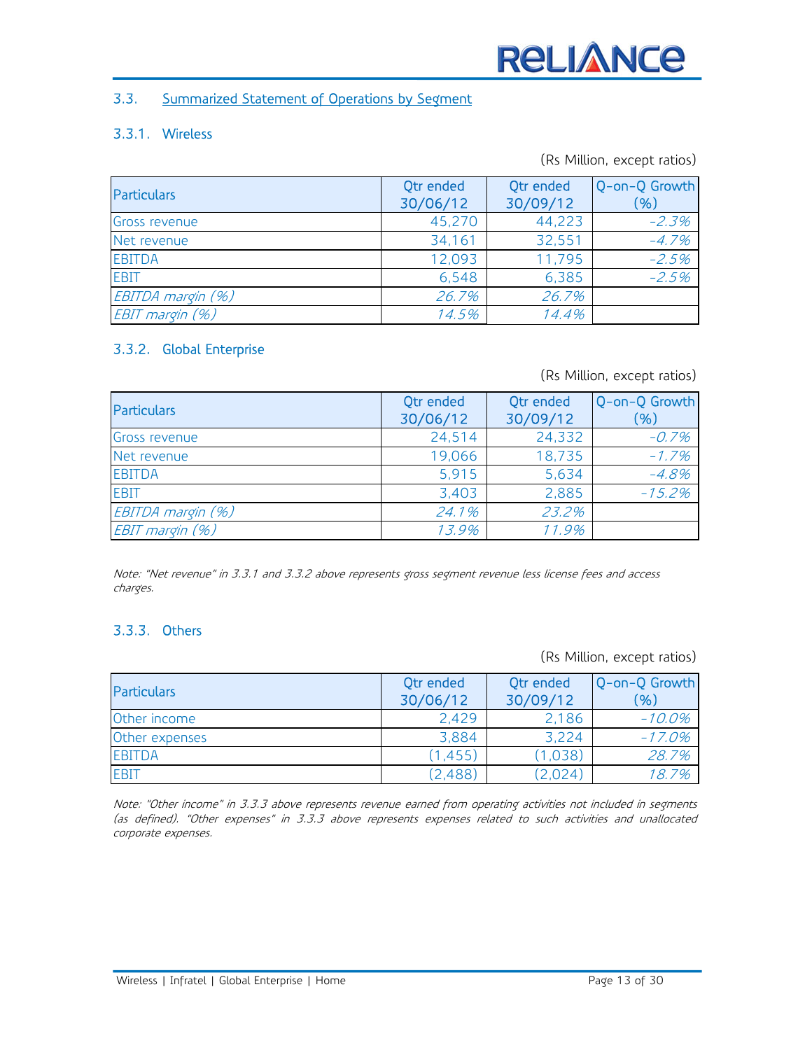## 3.3. Summarized Statement of Operations by Segment

### 3.3.1. Wireless

(Rs Million, except ratios)

| Particulars | Qtr ended 30/06/12 | Qtr ended 30/09/12 | Q-on-Q Growth (%) |
|---|---|---|---|
| Gross revenue | 45,270 | 44,223 | *-2.3%* |
| Net revenue | 34,161 | 32,551 | *-4.7%* |
| EBITDA | 12,093 | 11,795 | *-2.5%* |
| EBIT | 6,548 | 6,385 | *-2.5%* |
| *EBITDA margin (%)* | *26.7%* | *26.7%* | |
| *EBIT margin (%)* | *14.5%* | *14.4%* | |

### 3.3.2. Global Enterprise

(Rs Million, except ratios)

| Particulars | Qtr ended 30/06/12 | Qtr ended 30/09/12 | Q-on-Q Growth (%) |
|---|---|---|---|
| Gross revenue | 24,514 | 24,332 | *-0.7%* |
| Net revenue | 19,066 | 18,735 | *-1.7%* |
| EBITDA | 5,915 | 5,634 | *-4.8%* |
| EBIT | 3,403 | 2,885 | *-15.2%* |
| *EBITDA margin (%)* | *24.1%* | *23.2%* | |
| *EBIT margin (%)* | *13.9%* | *11.9%* | |

*Note: "Net revenue" in 3.3.1 and 3.3.2 above represents gross segment revenue less license fees and access charges.*

### 3.3.3. Others

(Rs Million, except ratios)

| Particulars | Qtr ended 30/06/12 | Qtr ended 30/09/12 | Q-on-Q Growth (%) |
|---|---|---|---|
| Other income | 2,429 | 2,186 | *-10.0%* |
| Other expenses | 3,884 | 3,224 | *-17.0%* |
| EBITDA | (1,455) | (1,038) | *28.7%* |
| EBIT | (2,488) | (2,024) | *18.7%* |

*Note: "Other income" in 3.3.3 above represents revenue earned from operating activities not included in segments (as defined). "Other expenses" in 3.3.3 above represents expenses related to such activities and unallocated corporate expenses.*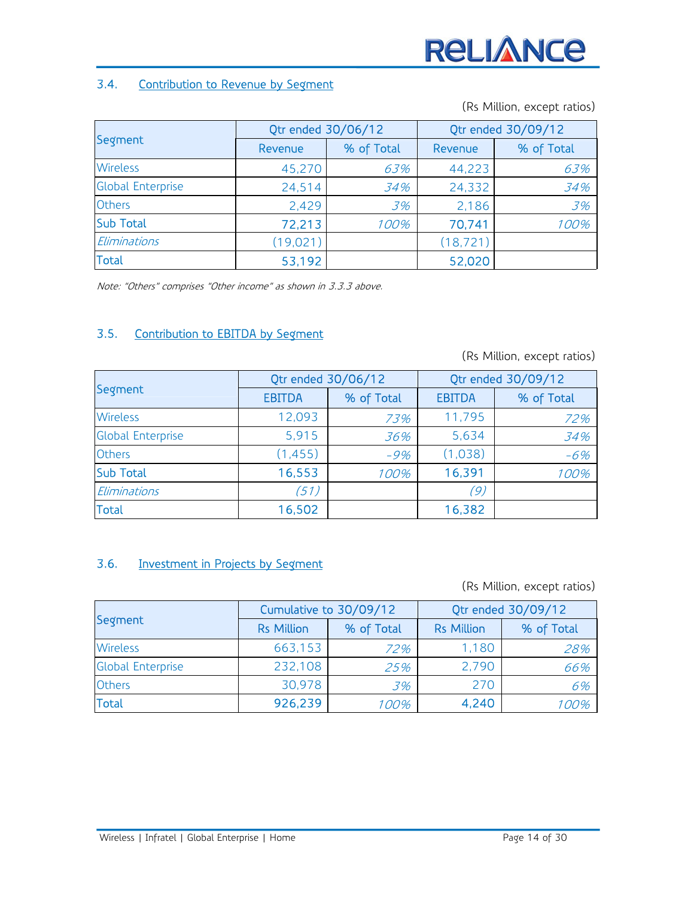### 3.4. Contribution to Revenue by Segment

(Rs Million, except ratios)

| Segment | Qtr ended 30/06/12 | | Qtr ended 30/09/12 | |
|---|---|---|---|---|
| | Revenue | % of Total | Revenue | % of Total |
| Wireless | 45,270 | *63%* | 44,223 | *63%* |
| Global Enterprise | 24,514 | *34%* | 24,332 | *34%* |
| Others | 2,429 | *3%* | 2,186 | *3%* |
| Sub Total | 72,213 | *100%* | 70,741 | *100%* |
| *Eliminations* | (19,021) | | (18,721) | |
| Total | 53,192 | | 52,020 | |

*Note: "Others" comprises "Other income" as shown in 3.3.3 above.*

### 3.5. Contribution to EBITDA by Segment

(Rs Million, except ratios)

| Segment | Qtr ended 30/06/12 | | Qtr ended 30/09/12 | |
|---|---|---|---|---|
| | EBITDA | % of Total | EBITDA | % of Total |
| Wireless | 12,093 | *73%* | 11,795 | *72%* |
| Global Enterprise | 5,915 | *36%* | 5,634 | *34%* |
| Others | (1,455) | *-9%* | (1,038) | *-6%* |
| Sub Total | 16,553 | *100%* | 16,391 | *100%* |
| *Eliminations* | *(51)* | | *(9)* | |
| Total | 16,502 | | 16,382 | |

### 3.6. Investment in Projects by Segment

(Rs Million, except ratios)

| Segment | Cumulative to 30/09/12 | | Qtr ended 30/09/12 | |
|---|---|---|---|---|
| | Rs Million | % of Total | Rs Million | % of Total |
| Wireless | 663,153 | *72%* | 1,180 | *28%* |
| Global Enterprise | 232,108 | *25%* | 2,790 | *66%* |
| Others | 30,978 | *3%* | 270 | *6%* |
| Total | 926,239 | *100%* | 4,240 | *100%* |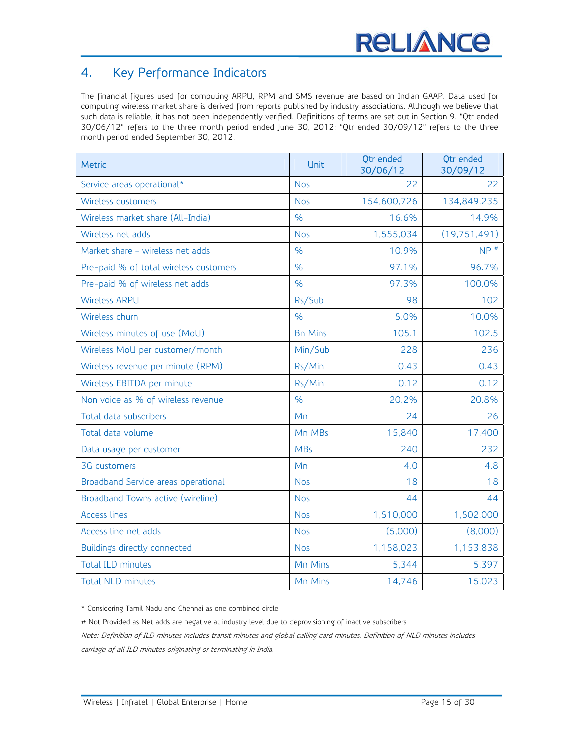## 4. Key Performance Indicators

The financial figures used for computing ARPU, RPM and SMS revenue are based on Indian GAAP. Data used for computing wireless market share is derived from reports published by industry associations. Although we believe that such data is reliable, it has not been independently verified. Definitions of terms are set out in Section 9. "Qtr ended 30/06/12" refers to the three month period ended June 30, 2012; "Qtr ended 30/09/12" refers to the three month period ended September 30, 2012.

| Metric | Unit | Qtr ended 30/06/12 | Qtr ended 30/09/12 |
|---|---|---|---|
| Service areas operational* | Nos | 22 | 22 |
| Wireless customers | Nos | 154,600,726 | 134,849,235 |
| Wireless market share (All-India) | % | 16.6% | 14.9% |
| Wireless net adds | Nos | 1,555,034 | (19,751,491) |
| Market share – wireless net adds | % | 10.9% | NP # |
| Pre-paid % of total wireless customers | % | 97.1% | 96.7% |
| Pre-paid % of wireless net adds | % | 97.3% | 100.0% |
| Wireless ARPU | Rs/Sub | 98 | 102 |
| Wireless churn | % | 5.0% | 10.0% |
| Wireless minutes of use (MoU) | Bn Mins | 105.1 | 102.5 |
| Wireless MoU per customer/month | Min/Sub | 228 | 236 |
| Wireless revenue per minute (RPM) | Rs/Min | 0.43 | 0.43 |
| Wireless EBITDA per minute | Rs/Min | 0.12 | 0.12 |
| Non voice as % of wireless revenue | % | 20.2% | 20.8% |
| Total data subscribers | Mn | 24 | 26 |
| Total data volume | Mn MBs | 15,840 | 17,400 |
| Data usage per customer | MBs | 240 | 232 |
| 3G customers | Mn | 4.0 | 4.8 |
| Broadband Service areas operational | Nos | 18 | 18 |
| Broadband Towns active (wireline) | Nos | 44 | 44 |
| Access lines | Nos | 1,510,000 | 1,502,000 |
| Access line net adds | Nos | (5,000) | (8,000) |
| Buildings directly connected | Nos | 1,158,023 | 1,153,838 |
| Total ILD minutes | Mn Mins | 5,344 | 5,397 |
| Total NLD minutes | Mn Mins | 14,746 | 15,023 |

* Considering Tamil Nadu and Chennai as one combined circle

# Not Provided as Net adds are negative at industry level due to deprovisioning of inactive subscribers

*Note: Definition of ILD minutes includes transit minutes and global calling card minutes. Definition of NLD minutes includes carriage of all ILD minutes originating or terminating in India.*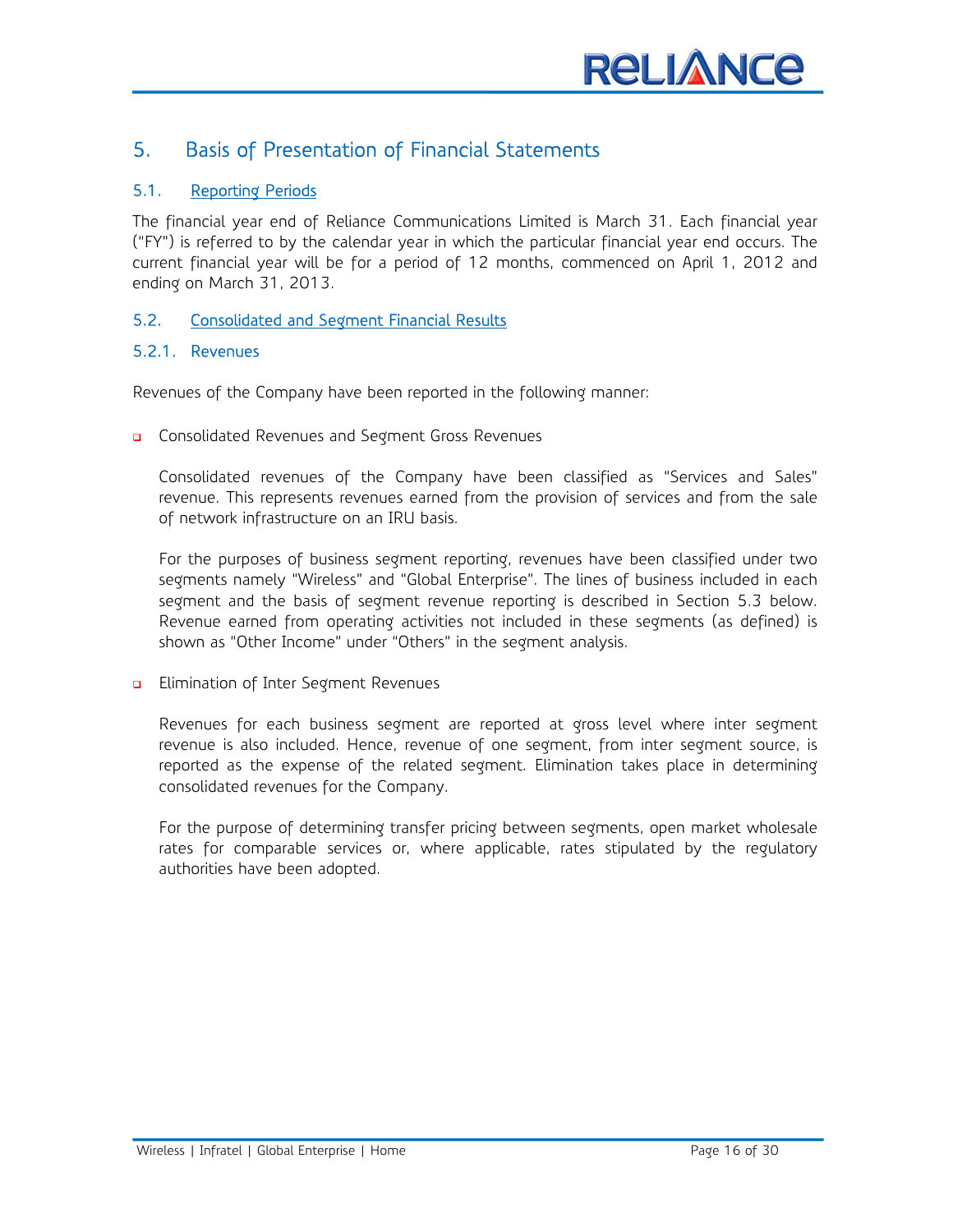# 5. Basis of Presentation of Financial Statements

## 5.1. Reporting Periods

The financial year end of Reliance Communications Limited is March 31. Each financial year ("FY") is referred to by the calendar year in which the particular financial year end occurs. The current financial year will be for a period of 12 months, commenced on April 1, 2012 and ending on March 31, 2013.

## 5.2. Consolidated and Segment Financial Results

### 5.2.1. Revenues

Revenues of the Company have been reported in the following manner:

- Consolidated Revenues and Segment Gross Revenues

  Consolidated revenues of the Company have been classified as "Services and Sales" revenue. This represents revenues earned from the provision of services and from the sale of network infrastructure on an IRU basis.

  For the purposes of business segment reporting, revenues have been classified under two segments namely "Wireless" and "Global Enterprise". The lines of business included in each segment and the basis of segment revenue reporting is described in Section 5.3 below. Revenue earned from operating activities not included in these segments (as defined) is shown as "Other Income" under "Others" in the segment analysis.

- Elimination of Inter Segment Revenues

  Revenues for each business segment are reported at gross level where inter segment revenue is also included. Hence, revenue of one segment, from inter segment source, is reported as the expense of the related segment. Elimination takes place in determining consolidated revenues for the Company.

  For the purpose of determining transfer pricing between segments, open market wholesale rates for comparable services or, where applicable, rates stipulated by the regulatory authorities have been adopted.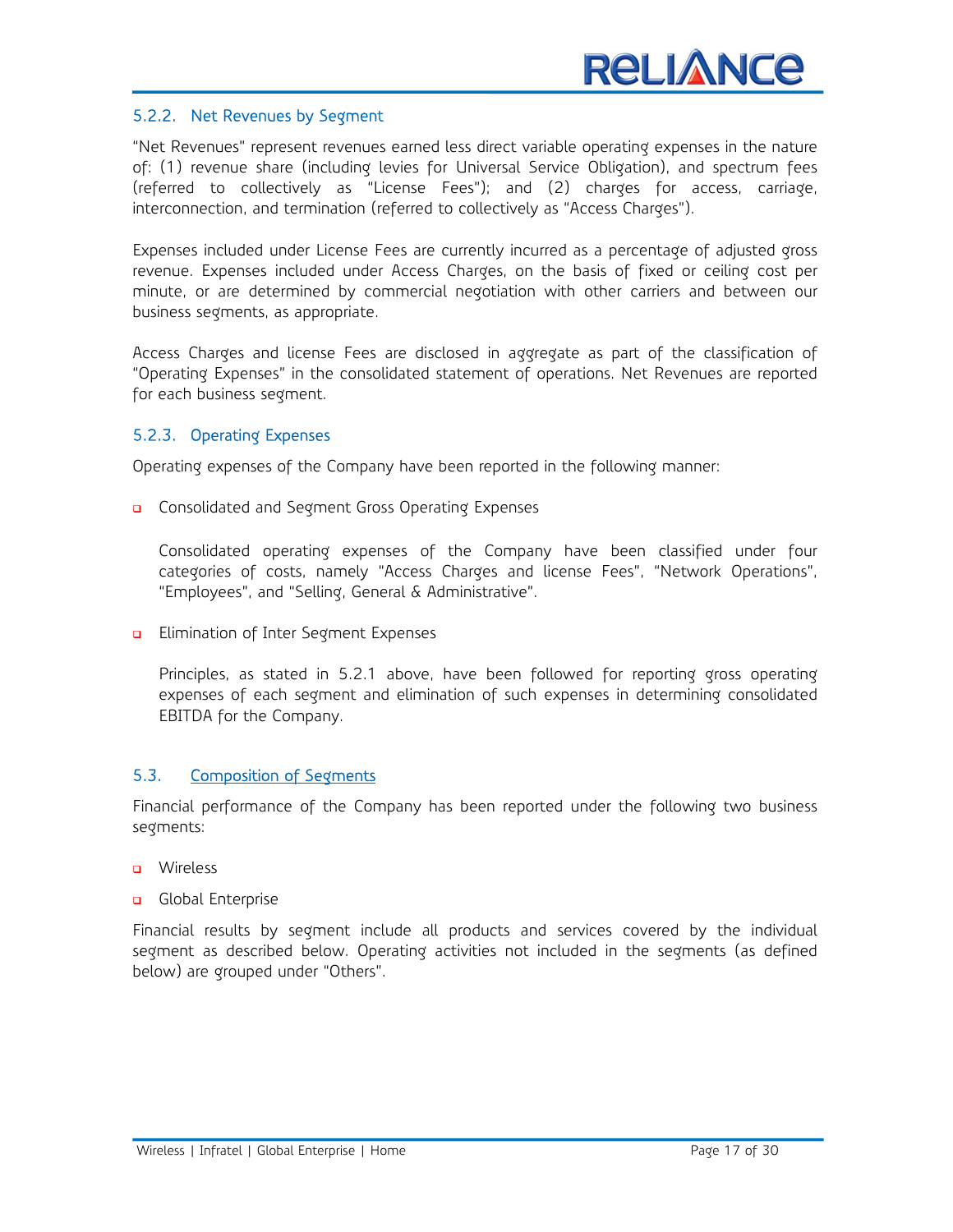### 5.2.2. Net Revenues by Segment

"Net Revenues" represent revenues earned less direct variable operating expenses in the nature of: (1) revenue share (including levies for Universal Service Obligation), and spectrum fees (referred to collectively as "License Fees"); and (2) charges for access, carriage, interconnection, and termination (referred to collectively as "Access Charges").

Expenses included under License Fees are currently incurred as a percentage of adjusted gross revenue. Expenses included under Access Charges, on the basis of fixed or ceiling cost per minute, or are determined by commercial negotiation with other carriers and between our business segments, as appropriate.

Access Charges and license Fees are disclosed in aggregate as part of the classification of "Operating Expenses" in the consolidated statement of operations. Net Revenues are reported for each business segment.

### 5.2.3. Operating Expenses

Operating expenses of the Company have been reported in the following manner:

- Consolidated and Segment Gross Operating Expenses

  Consolidated operating expenses of the Company have been classified under four categories of costs, namely "Access Charges and license Fees", "Network Operations", "Employees", and "Selling, General & Administrative".

- Elimination of Inter Segment Expenses

  Principles, as stated in 5.2.1 above, have been followed for reporting gross operating expenses of each segment and elimination of such expenses in determining consolidated EBITDA for the Company.

## 5.3. Composition of Segments

Financial performance of the Company has been reported under the following two business segments:

- Wireless
- Global Enterprise

Financial results by segment include all products and services covered by the individual segment as described below. Operating activities not included in the segments (as defined below) are grouped under "Others".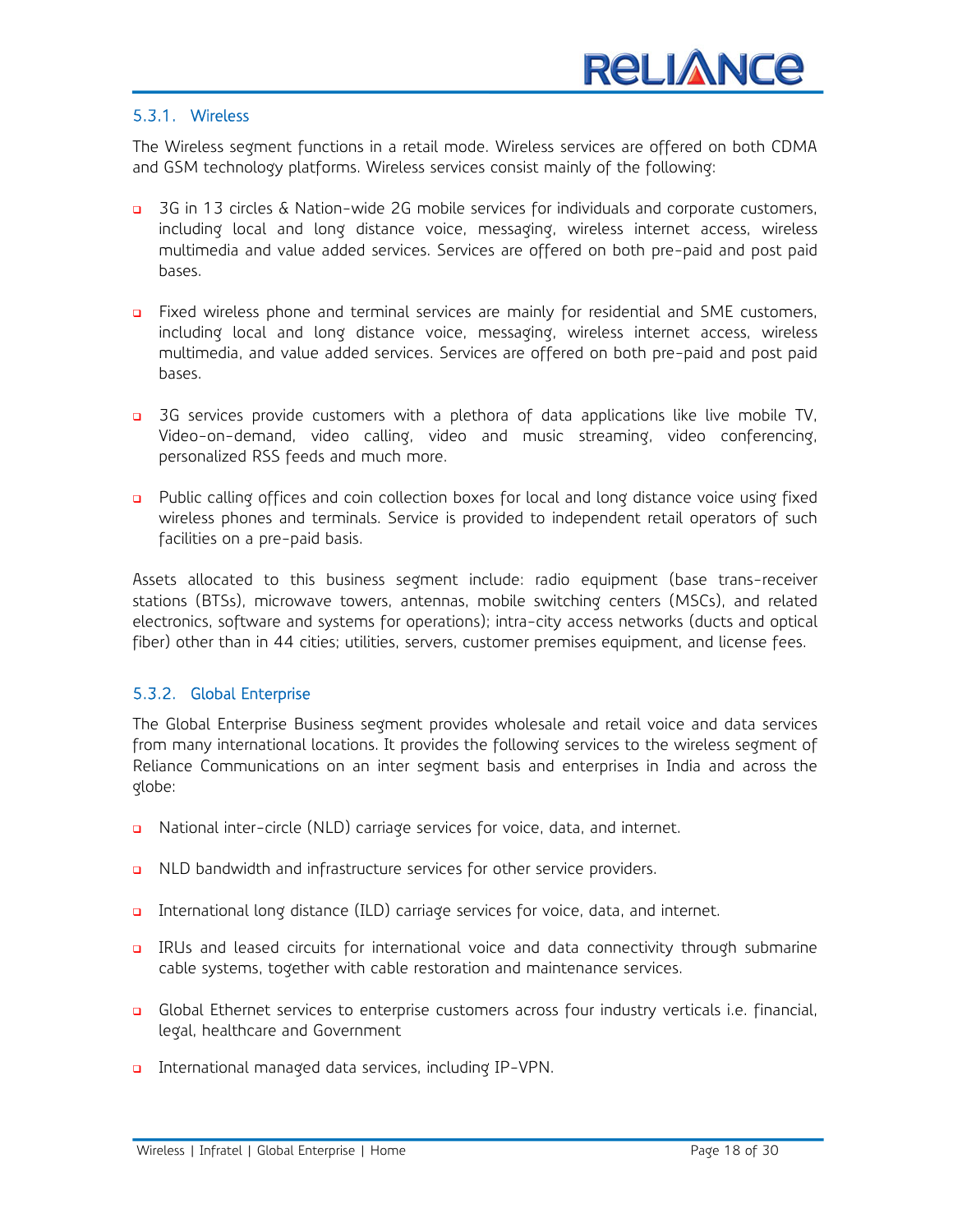### 5.3.1. Wireless

The Wireless segment functions in a retail mode. Wireless services are offered on both CDMA and GSM technology platforms. Wireless services consist mainly of the following:

- 3G in 13 circles & Nation-wide 2G mobile services for individuals and corporate customers, including local and long distance voice, messaging, wireless internet access, wireless multimedia and value added services. Services are offered on both pre-paid and post paid bases.

- Fixed wireless phone and terminal services are mainly for residential and SME customers, including local and long distance voice, messaging, wireless internet access, wireless multimedia, and value added services. Services are offered on both pre-paid and post paid bases.

- 3G services provide customers with a plethora of data applications like live mobile TV, Video-on-demand, video calling, video and music streaming, video conferencing, personalized RSS feeds and much more.

- Public calling offices and coin collection boxes for local and long distance voice using fixed wireless phones and terminals. Service is provided to independent retail operators of such facilities on a pre-paid basis.

Assets allocated to this business segment include: radio equipment (base trans-receiver stations (BTSs), microwave towers, antennas, mobile switching centers (MSCs), and related electronics, software and systems for operations); intra-city access networks (ducts and optical fiber) other than in 44 cities; utilities, servers, customer premises equipment, and license fees.

### 5.3.2. Global Enterprise

The Global Enterprise Business segment provides wholesale and retail voice and data services from many international locations. It provides the following services to the wireless segment of Reliance Communications on an inter segment basis and enterprises in India and across the globe:

- National inter-circle (NLD) carriage services for voice, data, and internet.

- NLD bandwidth and infrastructure services for other service providers.

- International long distance (ILD) carriage services for voice, data, and internet.

- IRUs and leased circuits for international voice and data connectivity through submarine cable systems, together with cable restoration and maintenance services.

- Global Ethernet services to enterprise customers across four industry verticals i.e. financial, legal, healthcare and Government

- International managed data services, including IP-VPN.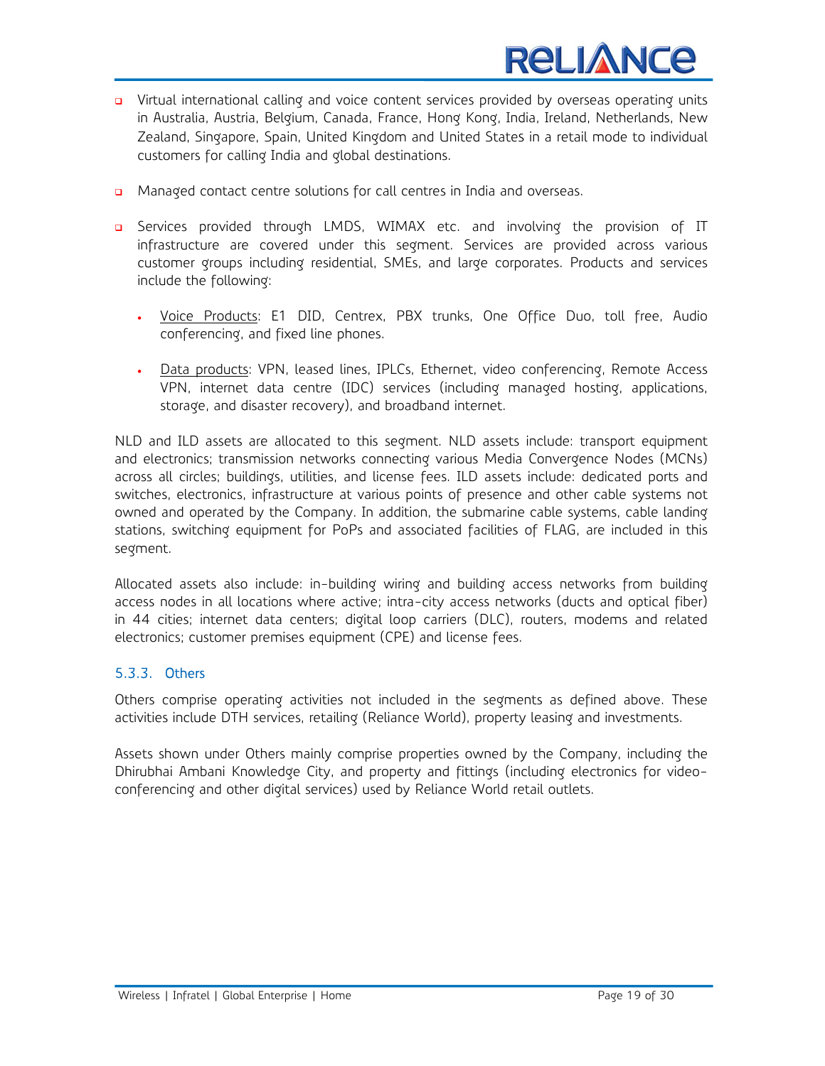- Virtual international calling and voice content services provided by overseas operating units in Australia, Austria, Belgium, Canada, France, Hong Kong, India, Ireland, Netherlands, New Zealand, Singapore, Spain, United Kingdom and United States in a retail mode to individual customers for calling India and global destinations.

- Managed contact centre solutions for call centres in India and overseas.

- Services provided through LMDS, WIMAX etc. and involving the provision of IT infrastructure are covered under this segment. Services are provided across various customer groups including residential, SMEs, and large corporates. Products and services include the following:

  - Voice Products: E1 DID, Centrex, PBX trunks, One Office Duo, toll free, Audio conferencing, and fixed line phones.

  - Data products: VPN, leased lines, IPLCs, Ethernet, video conferencing, Remote Access VPN, internet data centre (IDC) services (including managed hosting, applications, storage, and disaster recovery), and broadband internet.

NLD and ILD assets are allocated to this segment. NLD assets include: transport equipment and electronics; transmission networks connecting various Media Convergence Nodes (MCNs) across all circles; buildings, utilities, and license fees. ILD assets include: dedicated ports and switches, electronics, infrastructure at various points of presence and other cable systems not owned and operated by the Company. In addition, the submarine cable systems, cable landing stations, switching equipment for PoPs and associated facilities of FLAG, are included in this segment.

Allocated assets also include: in-building wiring and building access networks from building access nodes in all locations where active; intra-city access networks (ducts and optical fiber) in 44 cities; internet data centers; digital loop carriers (DLC), routers, modems and related electronics; customer premises equipment (CPE) and license fees.

### 5.3.3. Others

Others comprise operating activities not included in the segments as defined above. These activities include DTH services, retailing (Reliance World), property leasing and investments.

Assets shown under Others mainly comprise properties owned by the Company, including the Dhirubhai Ambani Knowledge City, and property and fittings (including electronics for video-conferencing and other digital services) used by Reliance World retail outlets.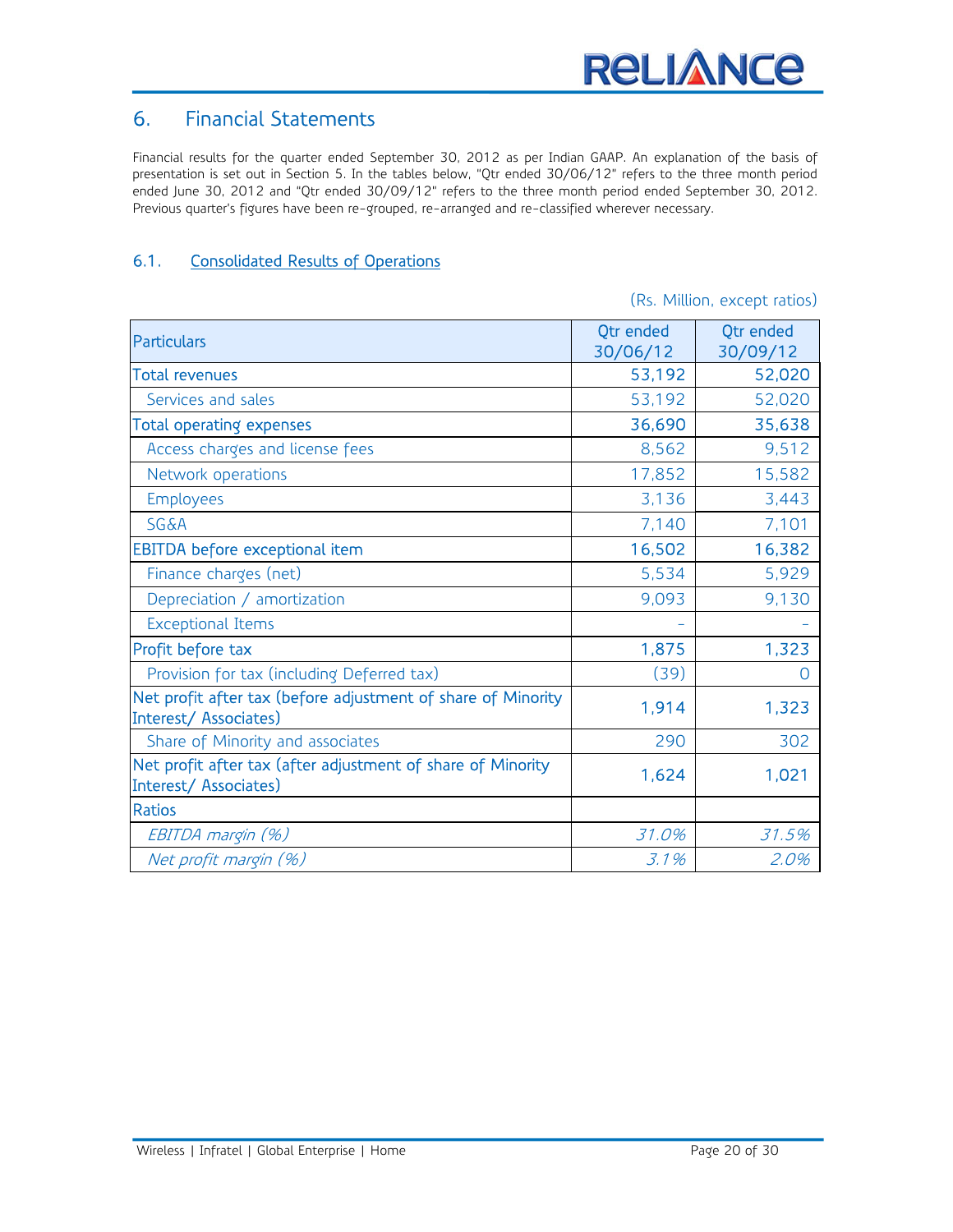## 6. Financial Statements

Financial results for the quarter ended September 30, 2012 as per Indian GAAP. An explanation of the basis of presentation is set out in Section 5. In the tables below, "Qtr ended 30/06/12" refers to the three month period ended June 30, 2012 and "Qtr ended 30/09/12" refers to the three month period ended September 30, 2012. Previous quarter's figures have been re-grouped, re-arranged and re-classified wherever necessary.

### 6.1. Consolidated Results of Operations

(Rs. Million, except ratios)

| Particulars | Qtr ended 30/06/12 | Qtr ended 30/09/12 |
|---|---|---|
| **Total revenues** | **53,192** | **52,020** |
| Services and sales | 53,192 | 52,020 |
| **Total operating expenses** | **36,690** | **35,638** |
| Access charges and license fees | 8,562 | 9,512 |
| Network operations | 17,852 | 15,582 |
| Employees | 3,136 | 3,443 |
| SG&A | 7,140 | 7,101 |
| **EBITDA before exceptional item** | **16,502** | **16,382** |
| Finance charges (net) | 5,534 | 5,929 |
| Depreciation / amortization | 9,093 | 9,130 |
| Exceptional Items | - | - |
| **Profit before tax** | **1,875** | **1,323** |
| Provision for tax (including Deferred tax) | (39) | 0 |
| **Net profit after tax (before adjustment of share of Minority Interest/ Associates)** | **1,914** | **1,323** |
| Share of Minority and associates | 290 | 302 |
| **Net profit after tax (after adjustment of share of Minority Interest/ Associates)** | **1,624** | **1,021** |
| **Ratios** | | |
| *EBITDA margin (%)* | *31.0%* | *31.5%* |
| *Net profit margin (%)* | *3.1%* | *2.0%* |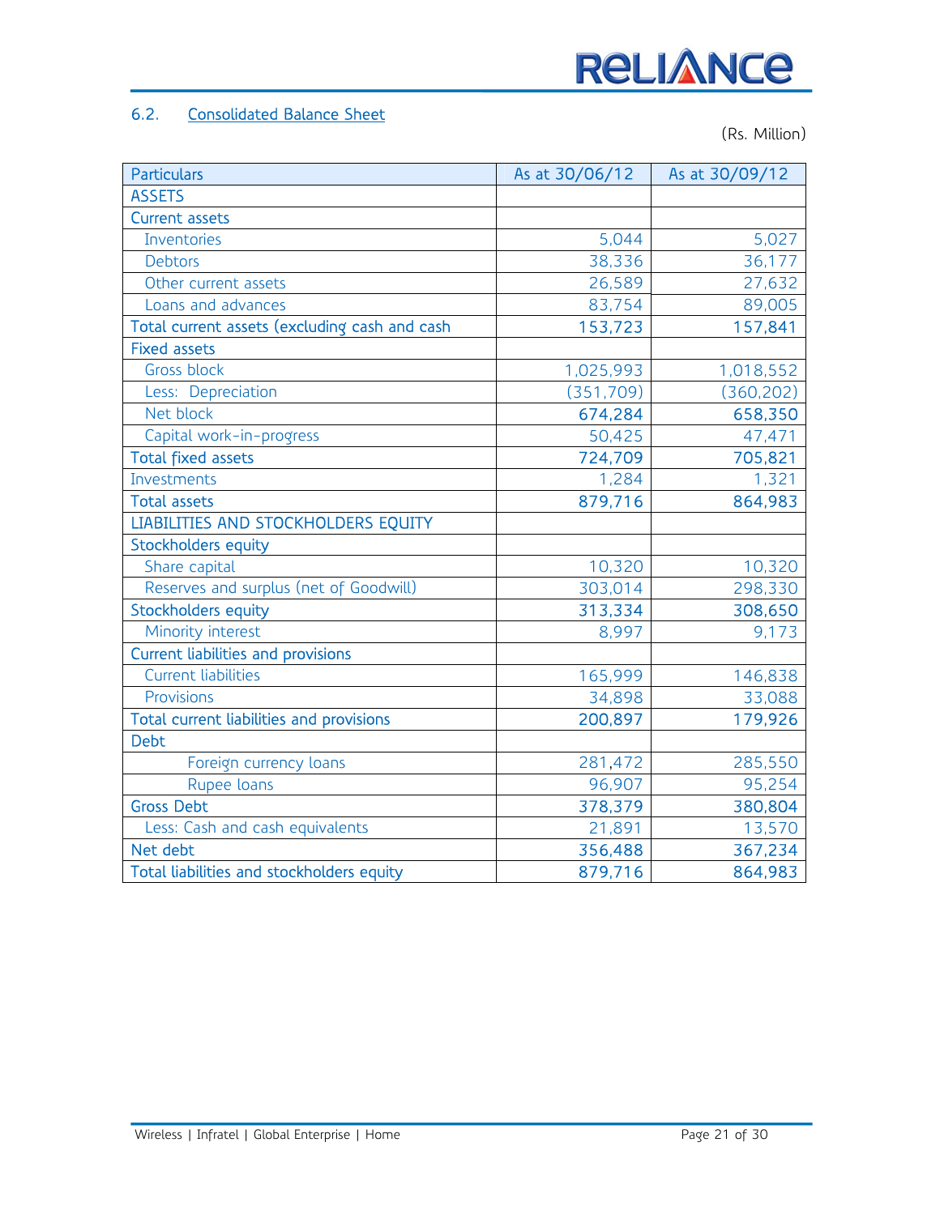## 6.2. Consolidated Balance Sheet

(Rs. Million)

| Particulars | As at 30/06/12 | As at 30/09/12 |
|---|---|---|
| ASSETS | | |
| Current assets | | |
| Inventories | 5,044 | 5,027 |
| Debtors | 38,336 | 36,177 |
| Other current assets | 26,589 | 27,632 |
| Loans and advances | 83,754 | 89,005 |
| **Total current assets (excluding cash and cash** | **153,723** | **157,841** |
| Fixed assets | | |
| Gross block | 1,025,993 | 1,018,552 |
| Less: Depreciation | (351,709) | (360,202) |
| **Net block** | **674,284** | **658,350** |
| Capital work-in-progress | 50,425 | 47,471 |
| **Total fixed assets** | **724,709** | **705,821** |
| Investments | 1,284 | 1,321 |
| **Total assets** | **879,716** | **864,983** |
| LIABILITIES AND STOCKHOLDERS EQUITY | | |
| Stockholders equity | | |
| Share capital | 10,320 | 10,320 |
| Reserves and surplus (net of Goodwill) | 303,014 | 298,330 |
| **Stockholders equity** | **313,334** | **308,650** |
| Minority interest | 8,997 | 9,173 |
| Current liabilities and provisions | | |
| Current liabilities | 165,999 | 146,838 |
| Provisions | 34,898 | 33,088 |
| **Total current liabilities and provisions** | **200,897** | **179,926** |
| Debt | | |
| Foreign currency loans | 281,472 | 285,550 |
| Rupee loans | 96,907 | 95,254 |
| **Gross Debt** | **378,379** | **380,804** |
| Less: Cash and cash equivalents | 21,891 | 13,570 |
| **Net debt** | **356,488** | **367,234** |
| **Total liabilities and stockholders equity** | **879,716** | **864,983** |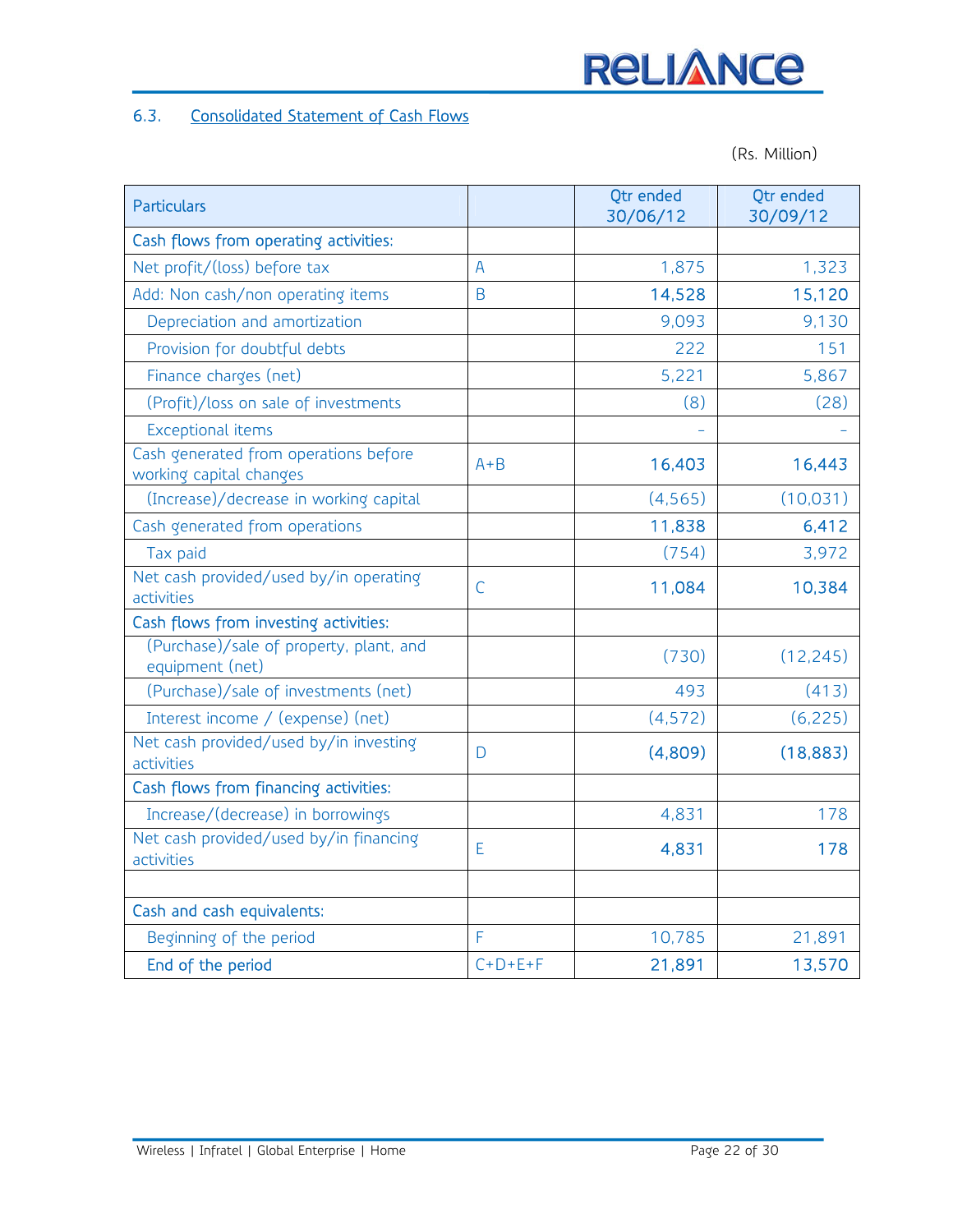## 6.3. Consolidated Statement of Cash Flows

(Rs. Million)

| Particulars | | Qtr ended 30/06/12 | Qtr ended 30/09/12 |
|---|---|---|---|
| Cash flows from operating activities: | | | |
| Net profit/(loss) before tax | A | 1,875 | 1,323 |
| Add: Non cash/non operating items | B | **14,528** | **15,120** |
| Depreciation and amortization | | 9,093 | 9,130 |
| Provision for doubtful debts | | 222 | 151 |
| Finance charges (net) | | 5,221 | 5,867 |
| (Profit)/loss on sale of investments | | (8) | (28) |
| Exceptional items | | - | - |
| Cash generated from operations before working capital changes | A+B | **16,403** | **16,443** |
| (Increase)/decrease in working capital | | (4,565) | (10,031) |
| Cash generated from operations | | **11,838** | **6,412** |
| Tax paid | | (754) | 3,972 |
| Net cash provided/used by/in operating activities | C | **11,084** | **10,384** |
| Cash flows from investing activities: | | | |
| (Purchase)/sale of property, plant, and equipment (net) | | (730) | (12,245) |
| (Purchase)/sale of investments (net) | | 493 | (413) |
| Interest income / (expense) (net) | | (4,572) | (6,225) |
| Net cash provided/used by/in investing activities | D | **(4,809)** | **(18,883)** |
| Cash flows from financing activities: | | | |
| Increase/(decrease) in borrowings | | 4,831 | 178 |
| Net cash provided/used by/in financing activities | E | **4,831** | **178** |
| | | | |
| Cash and cash equivalents: | | | |
| Beginning of the period | F | 10,785 | 21,891 |
| End of the period | C+D+E+F | **21,891** | **13,570** |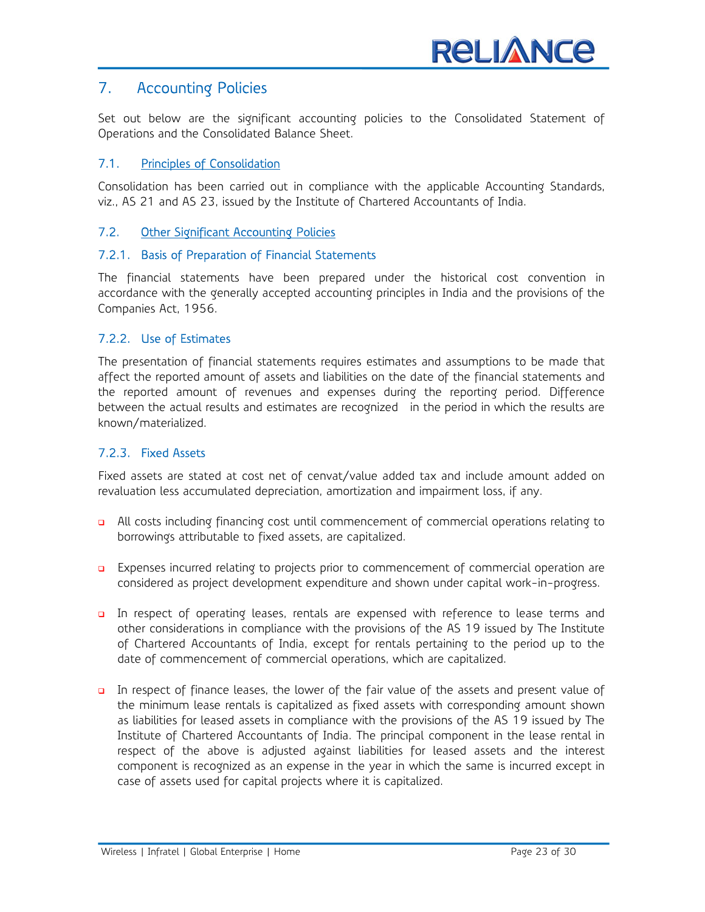## 7. Accounting Policies

Set out below are the significant accounting policies to the Consolidated Statement of Operations and the Consolidated Balance Sheet.

### 7.1. Principles of Consolidation

Consolidation has been carried out in compliance with the applicable Accounting Standards, viz., AS 21 and AS 23, issued by the Institute of Chartered Accountants of India.

### 7.2. Other Significant Accounting Policies

#### 7.2.1. Basis of Preparation of Financial Statements

The financial statements have been prepared under the historical cost convention in accordance with the generally accepted accounting principles in India and the provisions of the Companies Act, 1956.

#### 7.2.2. Use of Estimates

The presentation of financial statements requires estimates and assumptions to be made that affect the reported amount of assets and liabilities on the date of the financial statements and the reported amount of revenues and expenses during the reporting period. Difference between the actual results and estimates are recognized in the period in which the results are known/materialized.

#### 7.2.3. Fixed Assets

Fixed assets are stated at cost net of cenvat/value added tax and include amount added on revaluation less accumulated depreciation, amortization and impairment loss, if any.

- All costs including financing cost until commencement of commercial operations relating to borrowings attributable to fixed assets, are capitalized.
- Expenses incurred relating to projects prior to commencement of commercial operation are considered as project development expenditure and shown under capital work-in-progress.
- In respect of operating leases, rentals are expensed with reference to lease terms and other considerations in compliance with the provisions of the AS 19 issued by The Institute of Chartered Accountants of India, except for rentals pertaining to the period up to the date of commencement of commercial operations, which are capitalized.
- In respect of finance leases, the lower of the fair value of the assets and present value of the minimum lease rentals is capitalized as fixed assets with corresponding amount shown as liabilities for leased assets in compliance with the provisions of the AS 19 issued by The Institute of Chartered Accountants of India. The principal component in the lease rental in respect of the above is adjusted against liabilities for leased assets and the interest component is recognized as an expense in the year in which the same is incurred except in case of assets used for capital projects where it is capitalized.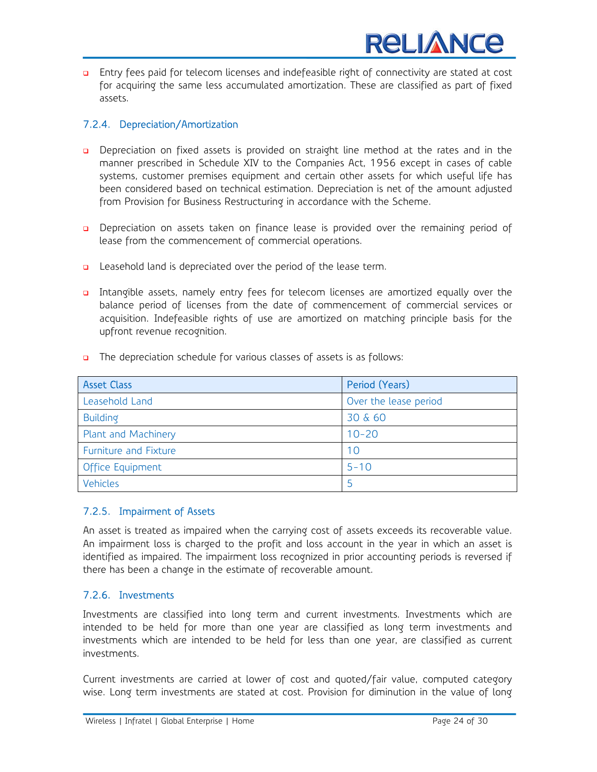- Entry fees paid for telecom licenses and indefeasible right of connectivity are stated at cost for acquiring the same less accumulated amortization. These are classified as part of fixed assets.

### 7.2.4. Depreciation/Amortization

- Depreciation on fixed assets is provided on straight line method at the rates and in the manner prescribed in Schedule XIV to the Companies Act, 1956 except in cases of cable systems, customer premises equipment and certain other assets for which useful life has been considered based on technical estimation. Depreciation is net of the amount adjusted from Provision for Business Restructuring in accordance with the Scheme.

- Depreciation on assets taken on finance lease is provided over the remaining period of lease from the commencement of commercial operations.

- Leasehold land is depreciated over the period of the lease term.

- Intangible assets, namely entry fees for telecom licenses are amortized equally over the balance period of licenses from the date of commencement of commercial services or acquisition. Indefeasible rights of use are amortized on matching principle basis for the upfront revenue recognition.

- The depreciation schedule for various classes of assets is as follows:

| Asset Class | Period (Years) |
|---|---|
| Leasehold Land | Over the lease period |
| Building | 30 & 60 |
| Plant and Machinery | 10-20 |
| Furniture and Fixture | 10 |
| Office Equipment | 5-10 |
| Vehicles | 5 |

### 7.2.5. Impairment of Assets

An asset is treated as impaired when the carrying cost of assets exceeds its recoverable value. An impairment loss is charged to the profit and loss account in the year in which an asset is identified as impaired. The impairment loss recognized in prior accounting periods is reversed if there has been a change in the estimate of recoverable amount.

### 7.2.6. Investments

Investments are classified into long term and current investments. Investments which are intended to be held for more than one year are classified as long term investments and investments which are intended to be held for less than one year, are classified as current investments.

Current investments are carried at lower of cost and quoted/fair value, computed category wise. Long term investments are stated at cost. Provision for diminution in the value of long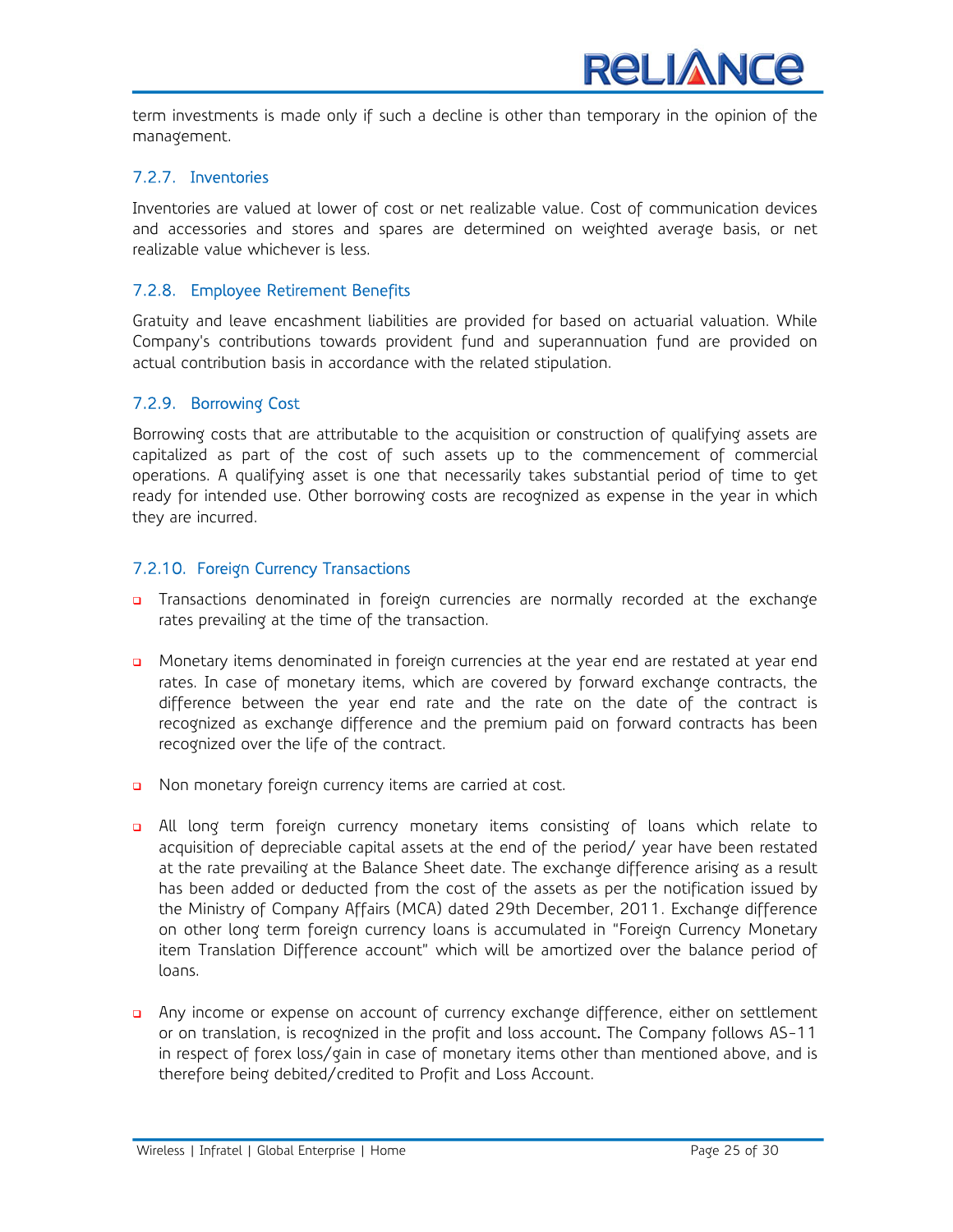term investments is made only if such a decline is other than temporary in the opinion of the management.

### 7.2.7. Inventories

Inventories are valued at lower of cost or net realizable value. Cost of communication devices and accessories and stores and spares are determined on weighted average basis, or net realizable value whichever is less.

### 7.2.8. Employee Retirement Benefits

Gratuity and leave encashment liabilities are provided for based on actuarial valuation. While Company's contributions towards provident fund and superannuation fund are provided on actual contribution basis in accordance with the related stipulation.

### 7.2.9. Borrowing Cost

Borrowing costs that are attributable to the acquisition or construction of qualifying assets are capitalized as part of the cost of such assets up to the commencement of commercial operations. A qualifying asset is one that necessarily takes substantial period of time to get ready for intended use. Other borrowing costs are recognized as expense in the year in which they are incurred.

### 7.2.10. Foreign Currency Transactions

- Transactions denominated in foreign currencies are normally recorded at the exchange rates prevailing at the time of the transaction.
- Monetary items denominated in foreign currencies at the year end are restated at year end rates. In case of monetary items, which are covered by forward exchange contracts, the difference between the year end rate and the rate on the date of the contract is recognized as exchange difference and the premium paid on forward contracts has been recognized over the life of the contract.
- Non monetary foreign currency items are carried at cost.
- All long term foreign currency monetary items consisting of loans which relate to acquisition of depreciable capital assets at the end of the period/ year have been restated at the rate prevailing at the Balance Sheet date. The exchange difference arising as a result has been added or deducted from the cost of the assets as per the notification issued by the Ministry of Company Affairs (MCA) dated 29th December, 2011. Exchange difference on other long term foreign currency loans is accumulated in "Foreign Currency Monetary item Translation Difference account" which will be amortized over the balance period of loans.
- Any income or expense on account of currency exchange difference, either on settlement or on translation, is recognized in the profit and loss account. The Company follows AS-11 in respect of forex loss/gain in case of monetary items other than mentioned above, and is therefore being debited/credited to Profit and Loss Account.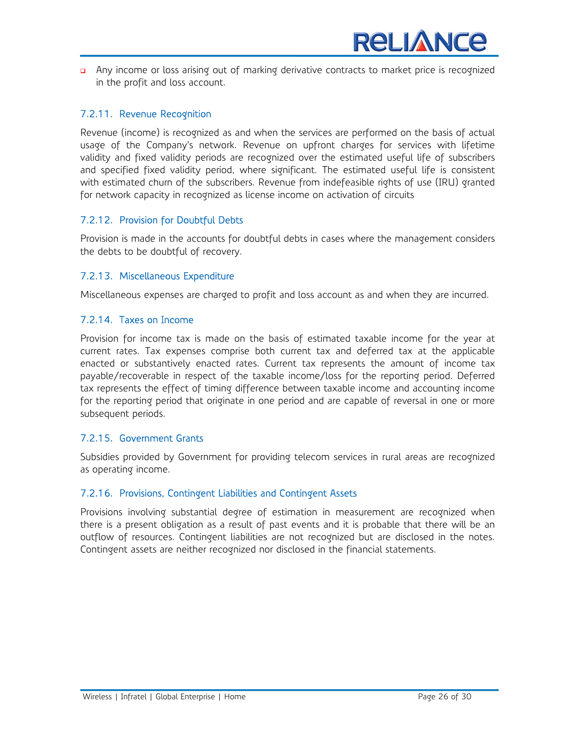- Any income or loss arising out of marking derivative contracts to market price is recognized in the profit and loss account.

### 7.2.11. Revenue Recognition

Revenue (income) is recognized as and when the services are performed on the basis of actual usage of the Company's network. Revenue on upfront charges for services with lifetime validity and fixed validity periods are recognized over the estimated useful life of subscribers and specified fixed validity period, where significant. The estimated useful life is consistent with estimated churn of the subscribers. Revenue from indefeasible rights of use (IRU) granted for network capacity in recognized as license income on activation of circuits

### 7.2.12. Provision for Doubtful Debts

Provision is made in the accounts for doubtful debts in cases where the management considers the debts to be doubtful of recovery.

### 7.2.13. Miscellaneous Expenditure

Miscellaneous expenses are charged to profit and loss account as and when they are incurred.

### 7.2.14. Taxes on Income

Provision for income tax is made on the basis of estimated taxable income for the year at current rates. Tax expenses comprise both current tax and deferred tax at the applicable enacted or substantively enacted rates. Current tax represents the amount of income tax payable/recoverable in respect of the taxable income/loss for the reporting period. Deferred tax represents the effect of timing difference between taxable income and accounting income for the reporting period that originate in one period and are capable of reversal in one or more subsequent periods.

### 7.2.15. Government Grants

Subsidies provided by Government for providing telecom services in rural areas are recognized as operating income.

### 7.2.16. Provisions, Contingent Liabilities and Contingent Assets

Provisions involving substantial degree of estimation in measurement are recognized when there is a present obligation as a result of past events and it is probable that there will be an outflow of resources. Contingent liabilities are not recognized but are disclosed in the notes. Contingent assets are neither recognized nor disclosed in the financial statements.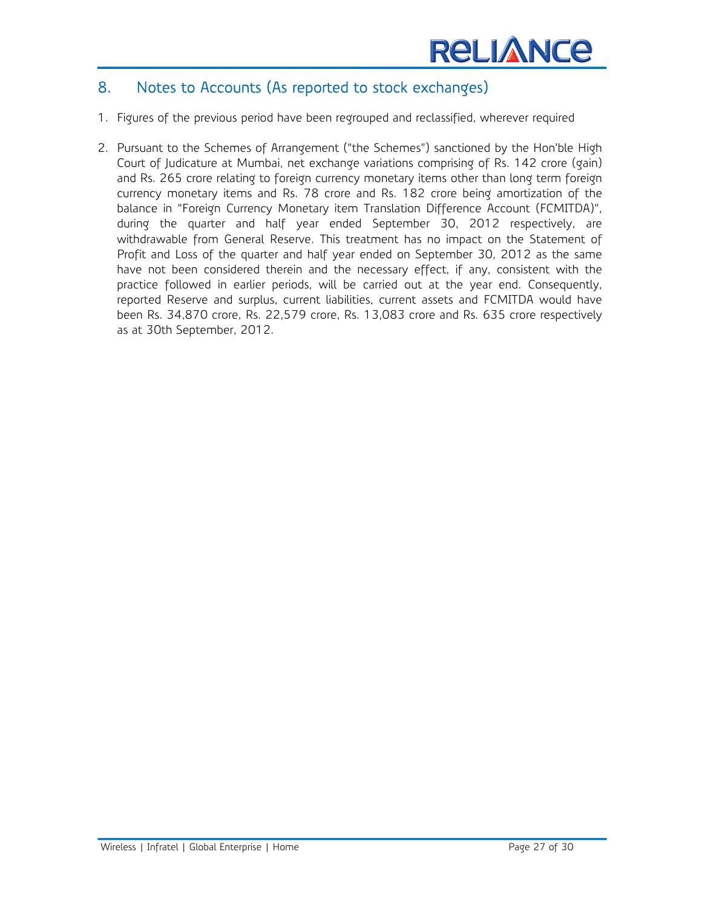## 8. Notes to Accounts (As reported to stock exchanges)

1. Figures of the previous period have been regrouped and reclassified, wherever required

2. Pursuant to the Schemes of Arrangement ("the Schemes") sanctioned by the Hon'ble High Court of Judicature at Mumbai, net exchange variations comprising of Rs. 142 crore (gain) and Rs. 265 crore relating to foreign currency monetary items other than long term foreign currency monetary items and Rs. 78 crore and Rs. 182 crore being amortization of the balance in "Foreign Currency Monetary item Translation Difference Account (FCMITDA)", during the quarter and half year ended September 30, 2012 respectively, are withdrawable from General Reserve. This treatment has no impact on the Statement of Profit and Loss of the quarter and half year ended on September 30, 2012 as the same have not been considered therein and the necessary effect, if any, consistent with the practice followed in earlier periods, will be carried out at the year end. Consequently, reported Reserve and surplus, current liabilities, current assets and FCMITDA would have been Rs. 34,870 crore, Rs. 22,579 crore, Rs. 13,083 crore and Rs. 635 crore respectively as at 30th September, 2012.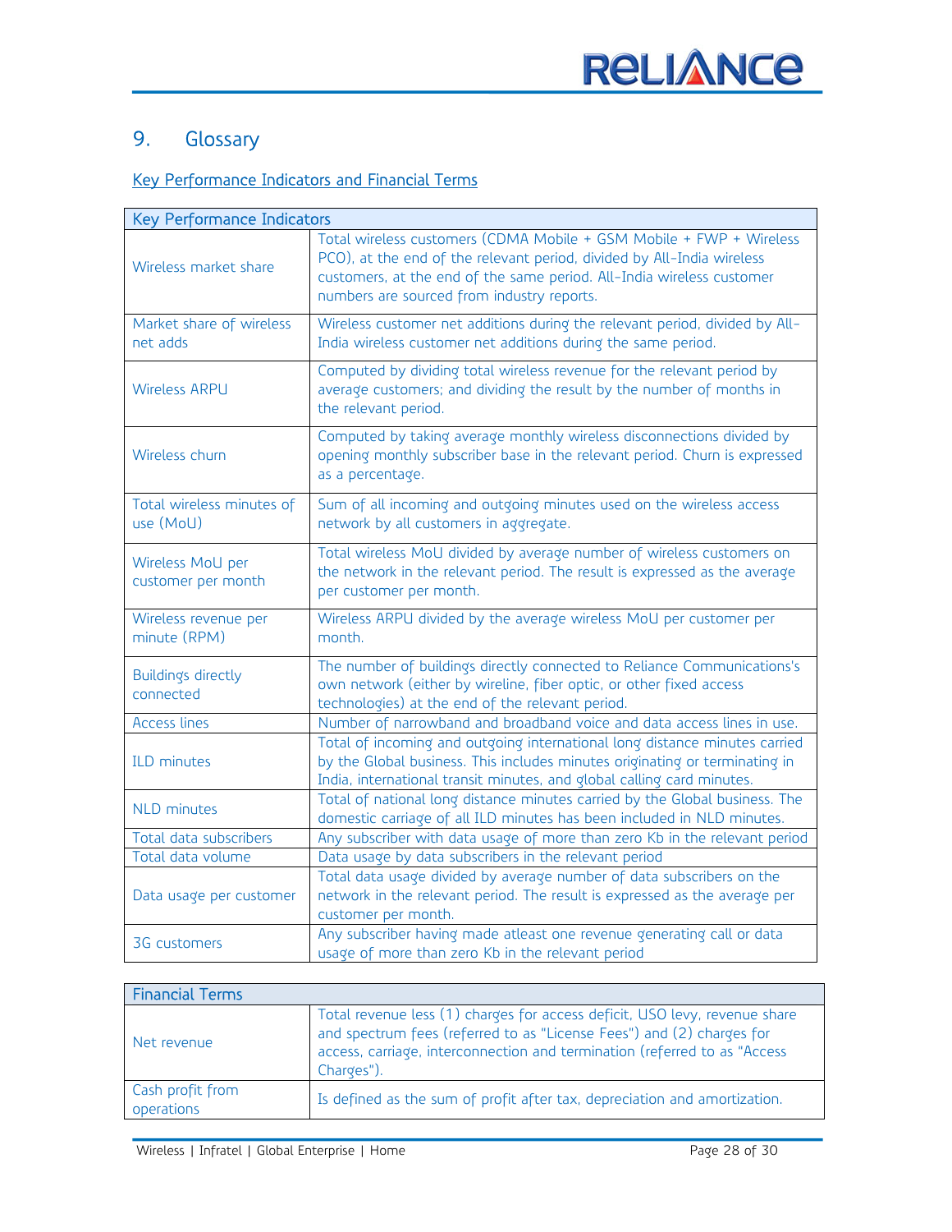# 9. Glossary

## Key Performance Indicators and Financial Terms

| Key Performance Indicators | |
|---|---|
| Wireless market share | Total wireless customers (CDMA Mobile + GSM Mobile + FWP + Wireless PCO), at the end of the relevant period, divided by All-India wireless customers, at the end of the same period. All-India wireless customer numbers are sourced from industry reports. |
| Market share of wireless net adds | Wireless customer net additions during the relevant period, divided by All-India wireless customer net additions during the same period. |
| Wireless ARPU | Computed by dividing total wireless revenue for the relevant period by average customers; and dividing the result by the number of months in the relevant period. |
| Wireless churn | Computed by taking average monthly wireless disconnections divided by opening monthly subscriber base in the relevant period. Churn is expressed as a percentage. |
| Total wireless minutes of use (MoU) | Sum of all incoming and outgoing minutes used on the wireless access network by all customers in aggregate. |
| Wireless MoU per customer per month | Total wireless MoU divided by average number of wireless customers on the network in the relevant period. The result is expressed as the average per customer per month. |
| Wireless revenue per minute (RPM) | Wireless ARPU divided by the average wireless MoU per customer per month. |
| Buildings directly connected | The number of buildings directly connected to Reliance Communications's own network (either by wireline, fiber optic, or other fixed access technologies) at the end of the relevant period. |
| Access lines | Number of narrowband and broadband voice and data access lines in use. |
| ILD minutes | Total of incoming and outgoing international long distance minutes carried by the Global business. This includes minutes originating or terminating in India, international transit minutes, and global calling card minutes. |
| NLD minutes | Total of national long distance minutes carried by the Global business. The domestic carriage of all ILD minutes has been included in NLD minutes. |
| Total data subscribers | Any subscriber with data usage of more than zero Kb in the relevant period |
| Total data volume | Data usage by data subscribers in the relevant period |
| Data usage per customer | Total data usage divided by average number of data subscribers on the network in the relevant period. The result is expressed as the average per customer per month. |
| 3G customers | Any subscriber having made atleast one revenue generating call or data usage of more than zero Kb in the relevant period |

| Financial Terms | |
|---|---|
| Net revenue | Total revenue less (1) charges for access deficit, USO levy, revenue share and spectrum fees (referred to as "License Fees") and (2) charges for access, carriage, interconnection and termination (referred to as "Access Charges"). |
| Cash profit from operations | Is defined as the sum of profit after tax, depreciation and amortization. |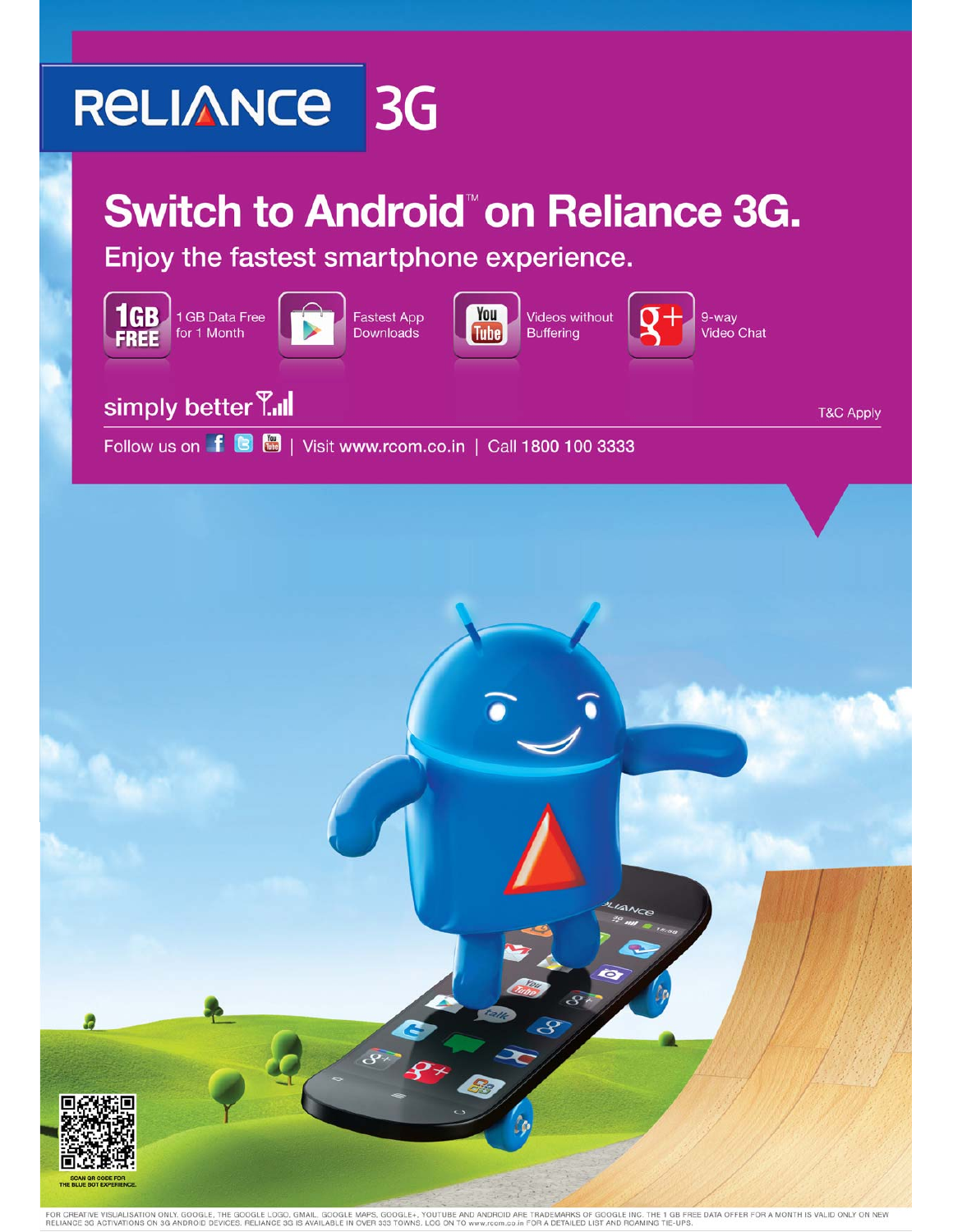RELIANCE 3G

# Switch to Android™ on Reliance 3G.

## Enjoy the fastest smartphone experience.

1GB FREE — 1 GB Data Free for 1 Month

Fastest App Downloads

Videos without Buffering

9-way Video Chat

simply better

T&C Apply

Follow us on | Visit www.rcom.co.in | Call 1800 100 3333

SCAN QR CODE FOR THE BLUE BOT EXPERIENCE.

FOR CREATIVE VISUALISATION ONLY. GOOGLE, THE GOOGLE LOGO, GMAIL, GOOGLE MAPS, GOOGLE+, YOUTUBE AND ANDROID ARE TRADEMARKS OF GOOGLE INC. THE 1 GB FREE DATA OFFER FOR A MONTH IS VALID ONLY ON NEW RELIANCE 3G ACTIVATIONS ON 3G ANDROID DEVICES. RELIANCE 3G IS AVAILABLE IN OVER 333 TOWNS. LOG ON TO www.rcom.co.in FOR A DETAILED LIST AND ROAMING TIE-UPS.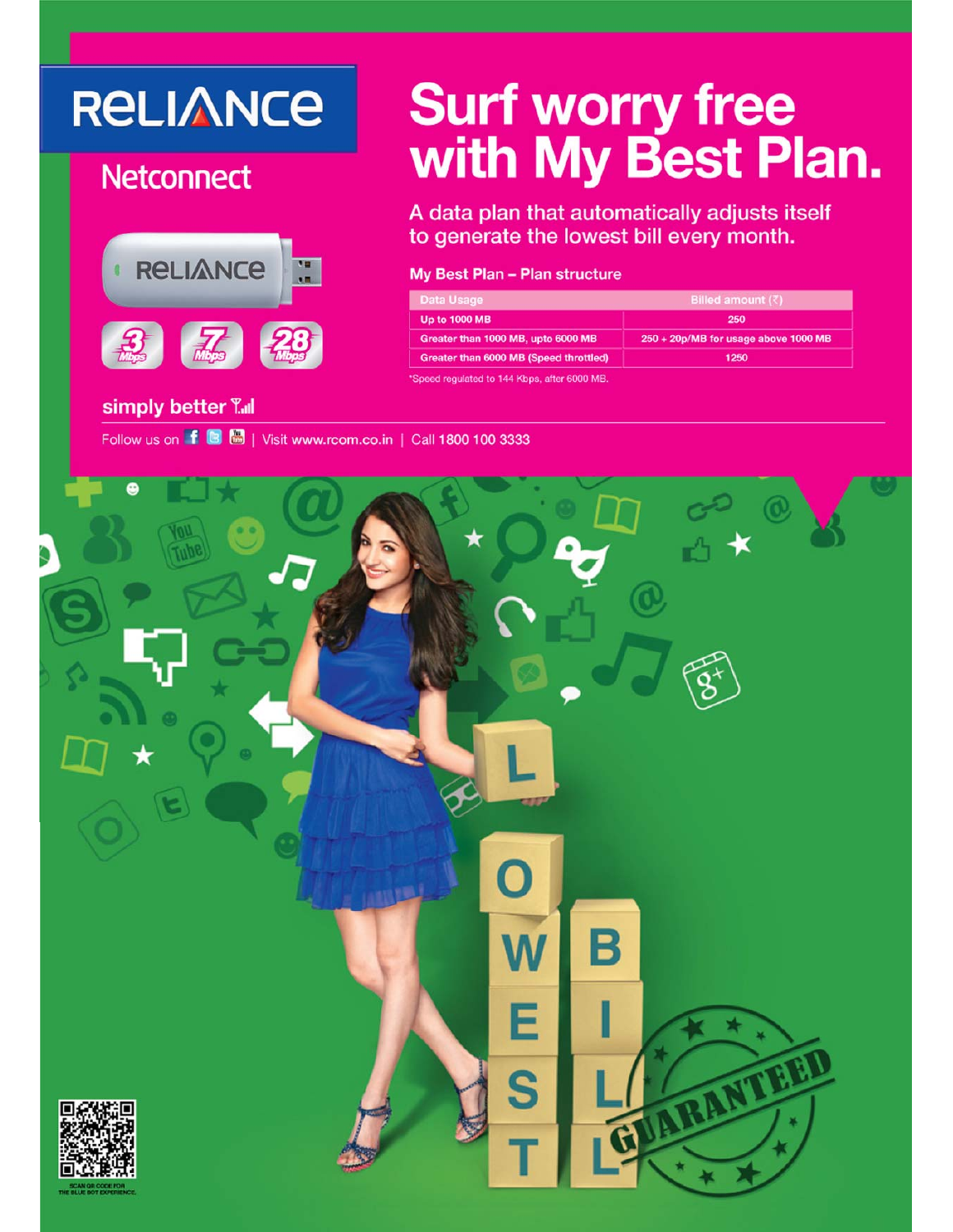RELIANCE

Netconnect

3 Mbps 7 Mbps 28 Mbps

# Surf worry free with My Best Plan.

A data plan that automatically adjusts itself to generate the lowest bill every month.

### My Best Plan – Plan structure

| Data Usage | Billed amount (₹) |
|---|---|
| Up to 1000 MB | 250 |
| Greater than 1000 MB, upto 6000 MB | 250 + 20p/MB for usage above 1000 MB |
| Greater than 6000 MB (Speed throttled) | 1250 |

*Speed regulated to 144 Kbps, after 6000 MB.

simply better

Follow us on | Visit www.rcom.co.in | Call 1800 100 3333

LOWEST BILL GUARANTEED

SCAN QR CODE FOR THE BLUE BOT EXPERIENCE.